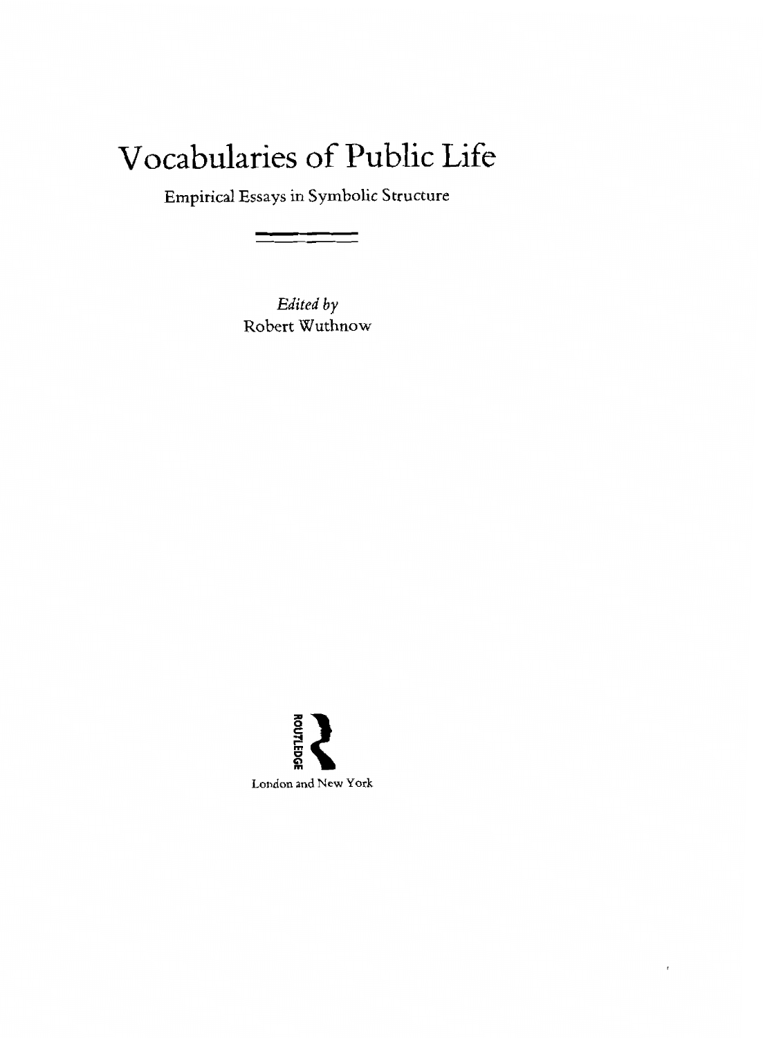# Vocabularies of Public Life

Empirical Essays in Symbolic Structure

*Edited by*
Robert Wuthnow

ROUTLEDGE

London and New York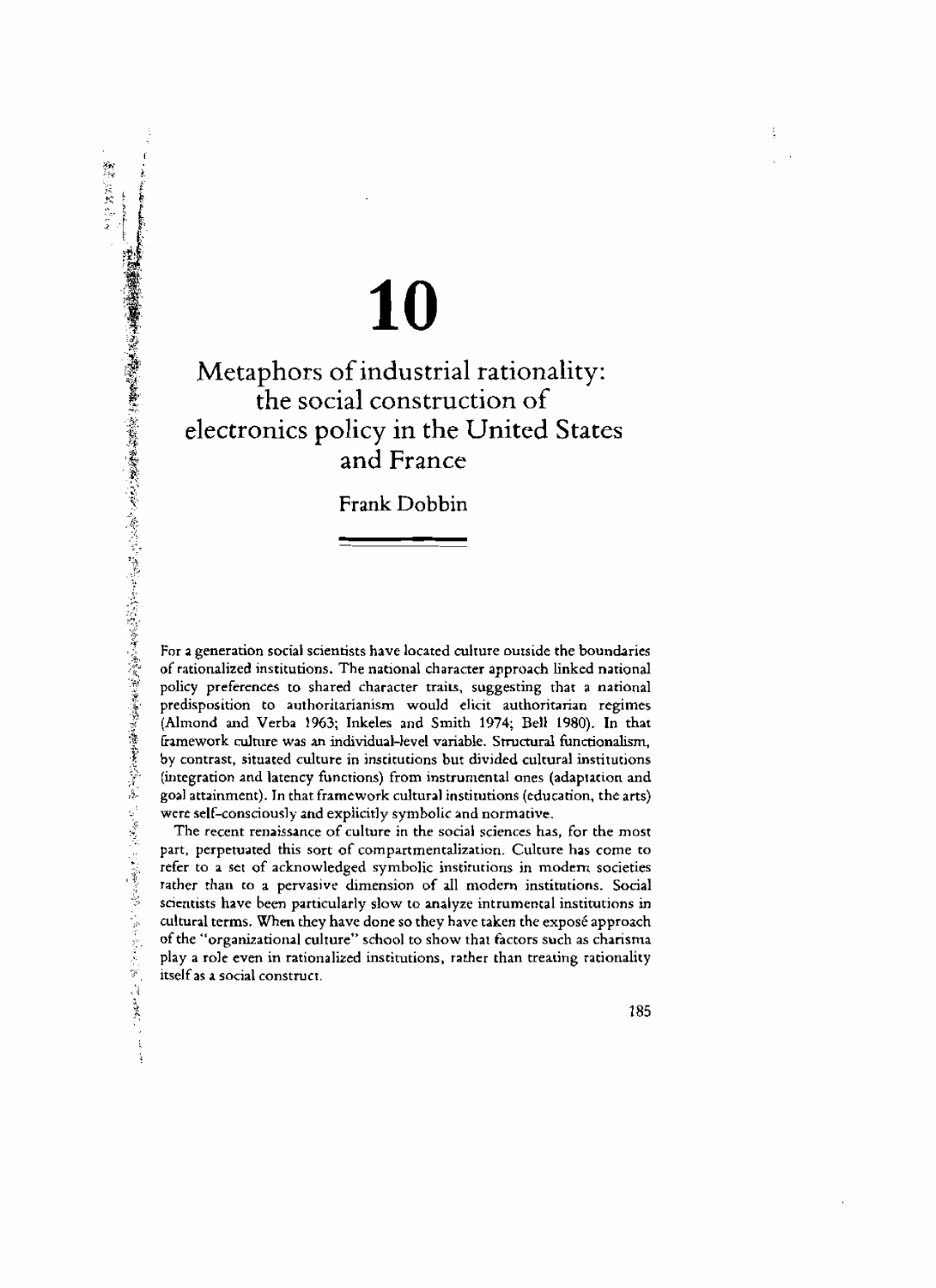# 10

## Metaphors of industrial rationality: the social construction of electronics policy in the United States and France

Frank Dobbin

For a generation social scientists have located culture outside the boundaries of rationalized institutions. The national character approach linked national policy preferences to shared character traits, suggesting that a national predisposition to authoritarianism would elicit authoritarian regimes (Almond and Verba 1963; Inkeles and Smith 1974; Bell 1980). In that framework culture was an individual-level variable. Structural functionalism, by contrast, situated culture in institutions but divided cultural institutions (integration and latency functions) from instrumental ones (adaptation and goal attainment). In that framework cultural institutions (education, the arts) were self-consciously and explicitly symbolic and normative.

The recent renaissance of culture in the social sciences has, for the most part, perpetuated this sort of compartmentalization. Culture has come to refer to a set of acknowledged symbolic institutions in modern societies rather than to a pervasive dimension of all modern institutions. Social scientists have been particularly slow to analyze intrumental institutions in cultural terms. When they have done so they have taken the exposé approach of the "organizational culture" school to show that factors such as charisma play a role even in rationalized institutions, rather than treating rationality itself as a social construct.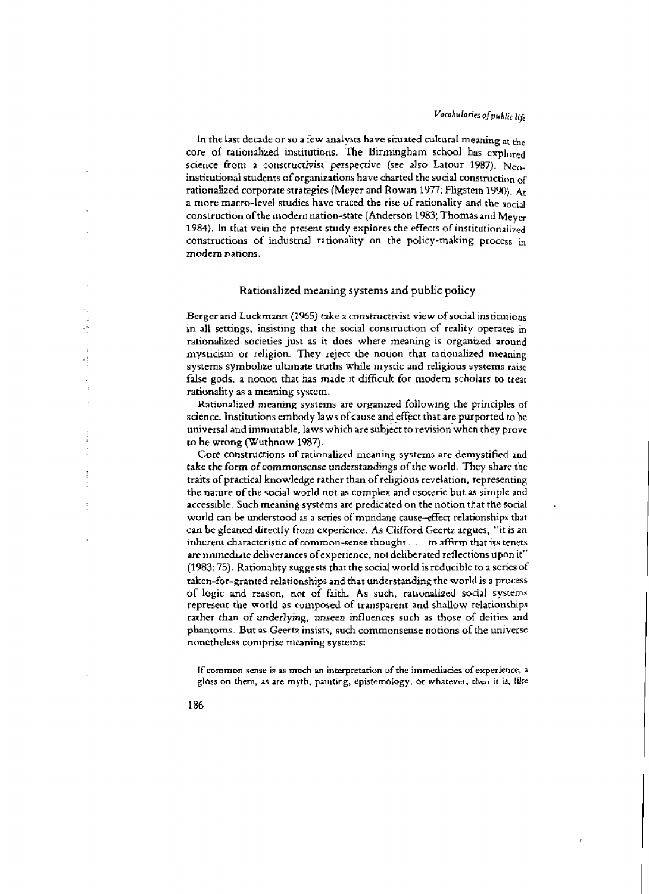In the last decade or so a few analysts have situated cultural meaning at the core of rationalized institutions. The Birmingham school has explored science from a constructivist perspective (see also Latour 1987). Neo-institutional students of organizations have charted the social construction of rationalized corporate strategies (Meyer and Rowan 1977; Fligstein 1990). At a more macro-level studies have traced the rise of rationality and the social construction of the modern nation-state (Anderson 1983; Thomas and Meyer 1984). In that vein the present study explores the effects of institutionalized constructions of industrial rationality on the policy-making process in modern nations.

## Rationalized meaning systems and public policy

Berger and Luckmann (1965) take a constructivist view of social institutions in all settings, insisting that the social construction of reality operates in rationalized societies just as it does where meaning is organized around mysticism or religion. They reject the notion that rationalized meaning systems symbolize ultimate truths while mystic and religious systems raise false gods, a notion that has made it difficult for modern scholars to treat rationality as a meaning system.

Rationalized meaning systems are organized following the principles of science. Institutions embody laws of cause and effect that are purported to be universal and immutable, laws which are subject to revision when they prove to be wrong (Wuthnow 1987).

Core constructions of rationalized meaning systems are demystified and take the form of commonsense understandings of the world. They share the traits of practical knowledge rather than of religious revelation, representing the nature of the social world not as complex and esoteric but as simple and accessible. Such meaning systems are predicated on the notion that the social world can be understood as a series of mundane cause–effect relationships that can be gleaned directly from experience. As Clifford Geertz argues, "it is an inherent characteristic of common-sense thought . . . to affirm that its tenets are immediate deliverances of experience, not deliberated reflections upon it" (1983: 75). Rationality suggests that the social world is reducible to a series of taken-for-granted relationships and that understanding the world is a process of logic and reason, not of faith. As such, rationalized social systems represent the world as composed of transparent and shallow relationships rather than of underlying, unseen influences such as those of deities and phantoms. But as Geertz insists, such commonsense notions of the universe nonetheless comprise meaning systems:

> If common sense is as much an interpretation of the immediacies of experience, a gloss on them, as are myth, painting, epistemology, or whatever, then it is, like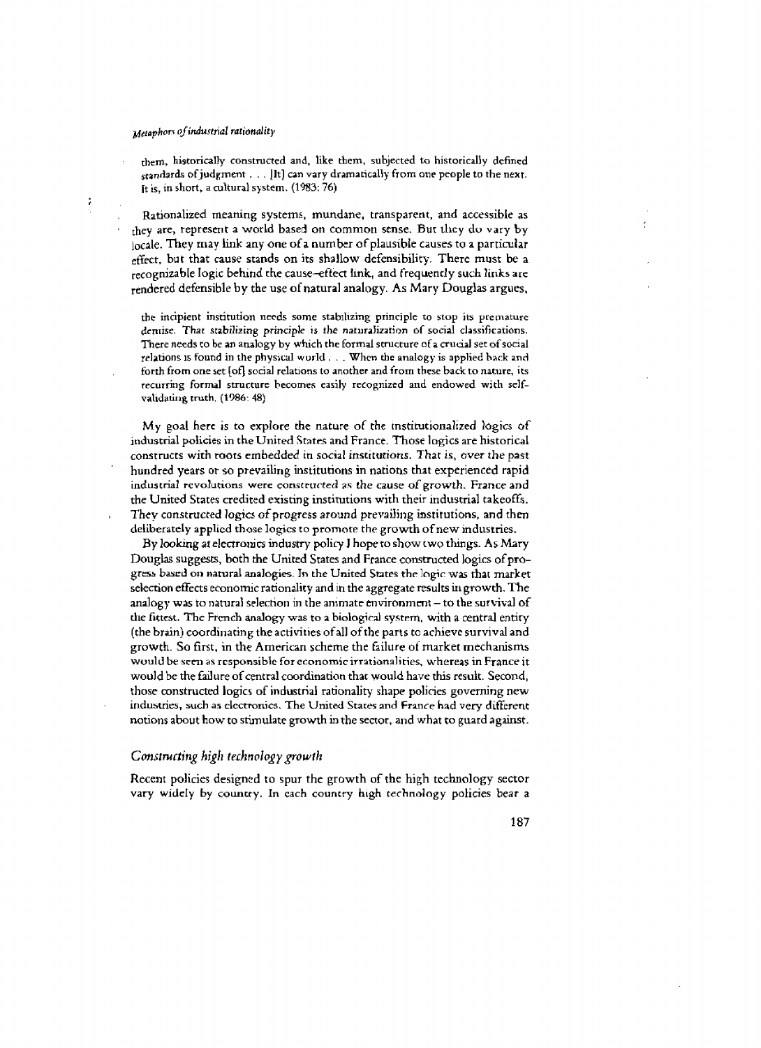> them, historically constructed and, like them, subjected to historically defined standards of judgment . . . [It] can vary dramatically from one people to the next. It is, in short, a cultural system. (1983: 76)

Rationalized meaning systems, mundane, transparent, and accessible as they are, represent a world based on common sense. But they do vary by locale. They may link any one of a number of plausible causes to a particular effect, but that cause stands on its shallow defensibility. There must be a recognizable logic behind the cause–effect link, and frequently such links are rendered defensible by the use of natural analogy. As Mary Douglas argues,

> the incipient institution needs some stabilizing principle to stop its premature demise. That stabilizing principle is the naturalization of social classifications. There needs to be an analogy by which the formal structure of a crucial set of social relations is found in the physical world . . . When the analogy is applied back and forth from one set [of] social relations to another and from these back to nature, its recurring formal structure becomes easily recognized and endowed with self-validating truth. (1986: 48)

My goal here is to explore the nature of the institutionalized logics of industrial policies in the United States and France. Those logics are historical constructs with roots embedded in social institutions. That is, over the past hundred years or so prevailing institutions in nations that experienced rapid industrial revolutions were constructed as the cause of growth. France and the United States credited existing institutions with their industrial takeoffs. They constructed logics of progress around prevailing institutions, and then deliberately applied those logics to promote the growth of new industries.

By looking at electronics industry policy I hope to show two things. As Mary Douglas suggests, both the United States and France constructed logics of progress based on natural analogies. In the United States the logic was that market selection effects economic rationality and in the aggregate results in growth. The analogy was to natural selection in the animate environment – to the survival of the fittest. The French analogy was to a biological system, with a central entity (the brain) coordinating the activities of all of the parts to achieve survival and growth. So first, in the American scheme the failure of market mechanisms would be seen as responsible for economic irrationalities, whereas in France it would be the failure of central coordination that would have this result. Second, those constructed logics of industrial rationality shape policies governing new industries, such as electronics. The United States and France had very different notions about how to stimulate growth in the sector, and what to guard against.

## *Constructing high technology growth*

Recent policies designed to spur the growth of the high technology sector vary widely by country. In each country high technology policies bear a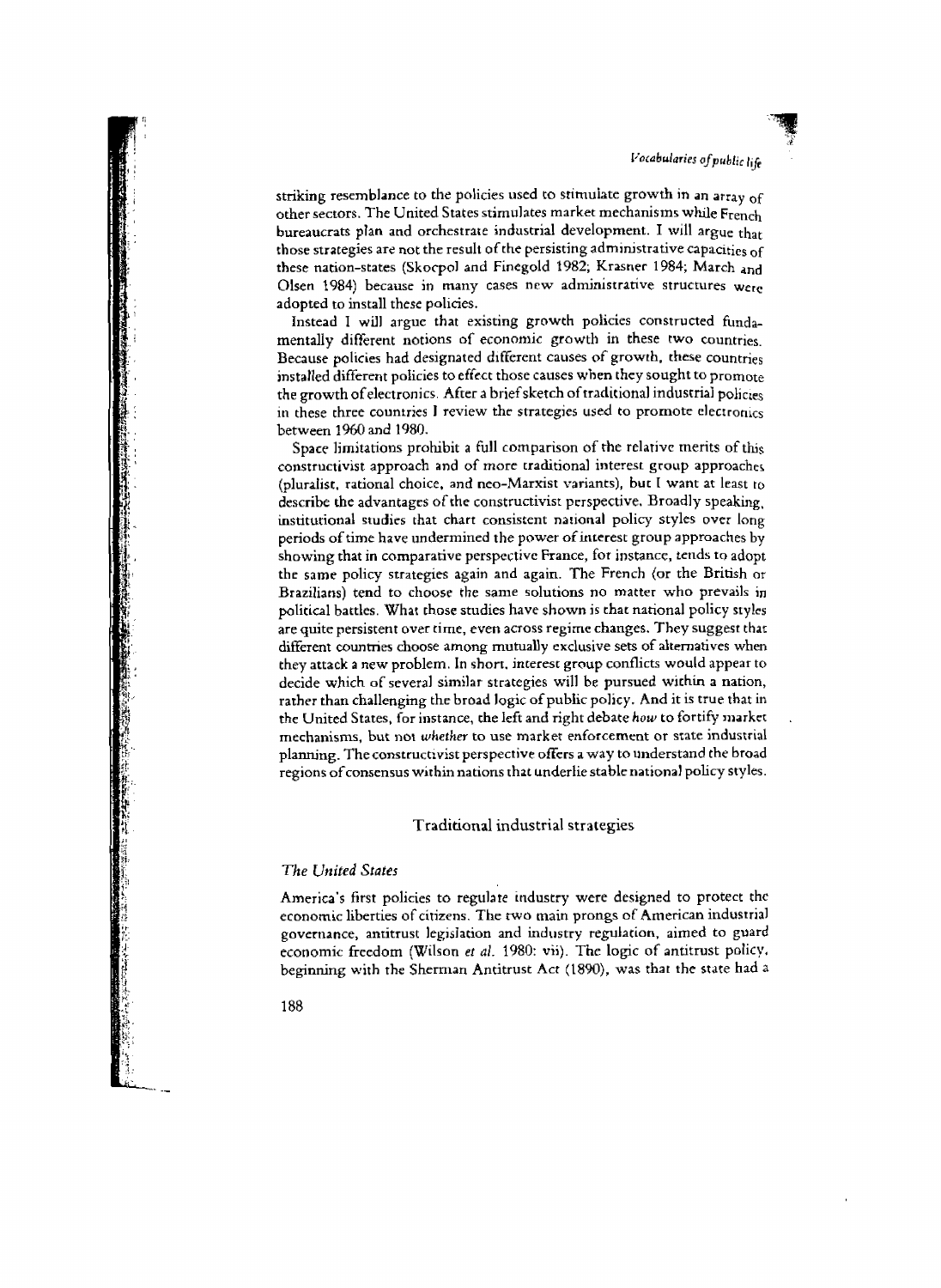striking resemblance to the policies used to stimulate growth in an array of other sectors. The United States stimulates market mechanisms while French bureaucrats plan and orchestrate industrial development. I will argue that those strategies are not the result of the persisting administrative capacities of these nation-states (Skocpol and Finegold 1982; Krasner 1984; March and Olsen 1984) because in many cases new administrative structures were adopted to install these policies.

Instead I will argue that existing growth policies constructed fundamentally different notions of economic growth in these two countries. Because policies had designated different causes of growth, these countries installed different policies to effect those causes when they sought to promote the growth of electronics. After a brief sketch of traditional industrial policies in these three countries I review the strategies used to promote electronics between 1960 and 1980.

Space limitations prohibit a full comparison of the relative merits of this constructivist approach and of more traditional interest group approaches (pluralist, rational choice, and neo-Marxist variants), but I want at least to describe the advantages of the constructivist perspective. Broadly speaking, institutional studies that chart consistent national policy styles over long periods of time have undermined the power of interest group approaches by showing that in comparative perspective France, for instance, tends to adopt the same policy strategies again and again. The French (or the British or Brazilians) tend to choose the same solutions no matter who prevails in political battles. What those studies have shown is that national policy styles are quite persistent over time, even across regime changes. They suggest that different countries choose among mutually exclusive sets of alternatives when they attack a new problem. In short, interest group conflicts would appear to decide which of several similar strategies will be pursued within a nation, rather than challenging the broad logic of public policy. And it is true that in the United States, for instance, the left and right debate *how* to fortify market mechanisms, but not *whether* to use market enforcement or state industrial planning. The constructivist perspective offers a way to understand the broad regions of consensus within nations that underlie stable national policy styles.

## Traditional industrial strategies

### *The United States*

America's first policies to regulate industry were designed to protect the economic liberties of citizens. The two main prongs of American industrial governance, antitrust legislation and industry regulation, aimed to guard economic freedom (Wilson *et al.* 1980: vii). The logic of antitrust policy, beginning with the Sherman Antitrust Act (1890), was that the state had a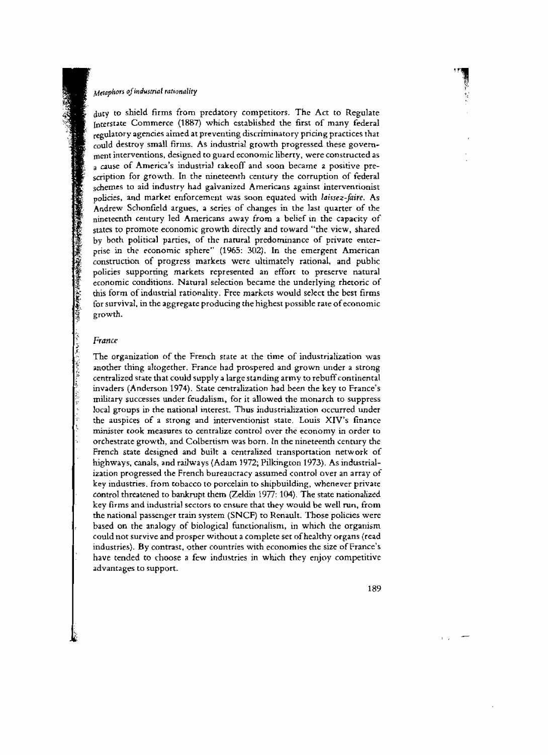duty to shield firms from predatory competitors. The Act to Regulate Interstate Commerce (1887) which established the first of many federal regulatory agencies aimed at preventing discriminatory pricing practices that could destroy small firms. As industrial growth progressed these government interventions, designed to guard economic liberty, were constructed as a cause of America's industrial takeoff and soon became a positive prescription for growth. In the nineteenth century the corruption of federal schemes to aid industry had galvanized Americans against interventionist policies, and market enforcement was soon equated with *laissez-faire*. As Andrew Schonfield argues, a series of changes in the last quarter of the nineteenth century led Americans away from a belief in the capacity of states to promote economic growth directly and toward "the view, shared by both political parties, of the natural predominance of private enterprise in the economic sphere" (1965: 302). In the emergent American construction of progress markets were ultimately rational, and public policies supporting markets represented an effort to preserve natural economic conditions. Natural selection became the underlying rhetoric of this form of industrial rationality. Free markets would select the best firms for survival, in the aggregate producing the highest possible rate of economic growth.

### *France*

The organization of the French state at the time of industrialization was another thing altogether. France had prospered and grown under a strong centralized state that could supply a large standing army to rebuff continental invaders (Anderson 1974). State centralization had been the key to France's military successes under feudalism, for it allowed the monarch to suppress local groups in the national interest. Thus industrialization occurred under the auspices of a strong and interventionist state. Louis XIV's finance minister took measures to centralize control over the economy in order to orchestrate growth, and Colbertism was born. In the nineteenth century the French state designed and built a centralized transportation network of highways, canals, and railways (Adam 1972; Pilkington 1973). As industrialization progressed the French bureaucracy assumed control over an array of key industries, from tobacco to porcelain to shipbuilding, whenever private control threatened to bankrupt them (Zeldin 1977: 104). The state nationalized key firms and industrial sectors to ensure that they would be well run, from the national passenger train system (SNCF) to Renault. Those policies were based on the analogy of biological functionalism, in which the organism could not survive and prosper without a complete set of healthy organs (read industries). By contrast, other countries with economies the size of France's have tended to choose a few industries in which they enjoy competitive advantages to support.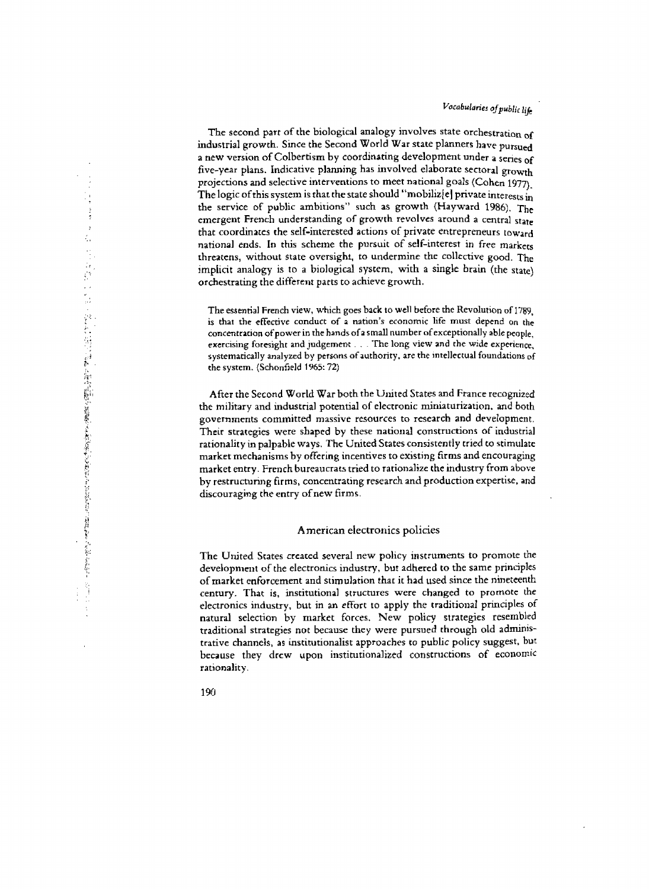The second part of the biological analogy involves state orchestration of industrial growth. Since the Second World War state planners have pursued a new version of Colbertism by coordinating development under a series of five-year plans. Indicative planning has involved elaborate sectoral growth projections and selective interventions to meet national goals (Cohen 1977). The logic of this system is that the state should "mobiliz[e] private interests in the service of public ambitions" such as growth (Hayward 1986). The emergent French understanding of growth revolves around a central state that coordinates the self-interested actions of private entrepreneurs toward national ends. In this scheme the pursuit of self-interest in free markets threatens, without state oversight, to undermine the collective good. The implicit analogy is to a biological system, with a single brain (the state) orchestrating the different parts to achieve growth.

> The essential French view, which goes back to well before the Revolution of 1789, is that the effective conduct of a nation's economic life must depend on the concentration of power in the hands of a small number of exceptionally able people, exercising foresight and judgement . . . The long view and the wide experience, systematically analyzed by persons of authority, are the intellectual foundations of the system. (Schonfield 1965: 72)

After the Second World War both the United States and France recognized the military and industrial potential of electronic miniaturization, and both governments committed massive resources to research and development. Their strategies were shaped by these national constructions of industrial rationality in palpable ways. The United States consistently tried to stimulate market mechanisms by offering incentives to existing firms and encouraging market entry. French bureaucrats tried to rationalize the industry from above by restructuring firms, concentrating research and production expertise, and discouraging the entry of new firms.

## American electronics policies

The United States created several new policy instruments to promote the development of the electronics industry, but adhered to the same principles of market enforcement and stimulation that it had used since the nineteenth century. That is, institutional structures were changed to promote the electronics industry, but in an effort to apply the traditional principles of natural selection by market forces. New policy strategies resembled traditional strategies not because they were pursued through old administrative channels, as institutionalist approaches to public policy suggest, but because they drew upon institutionalized constructions of economic rationality.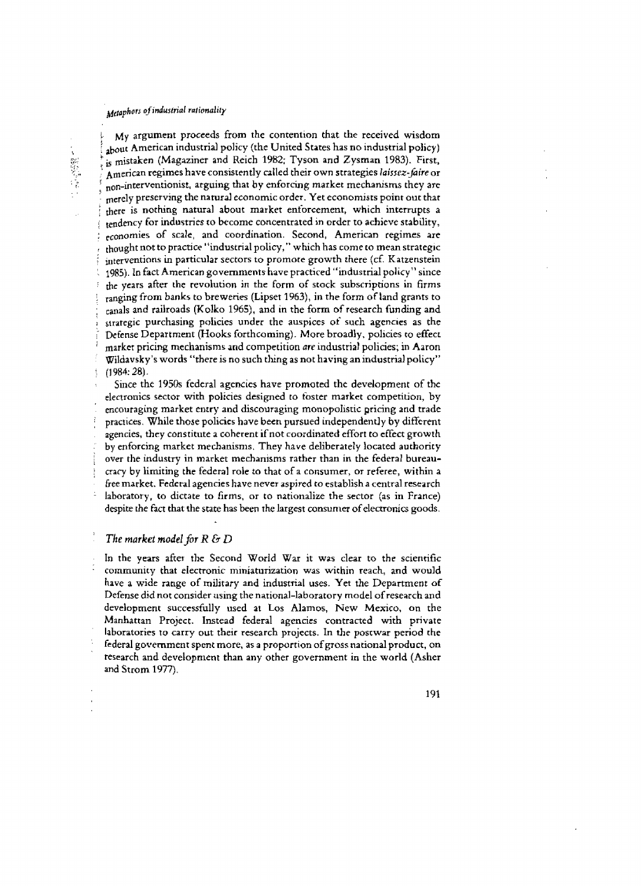My argument proceeds from the contention that the received wisdom about American industrial policy (the United States has no industrial policy) is mistaken (Magaziner and Reich 1982; Tyson and Zysman 1983). First, American regimes have consistently called their own strategies *laissez-faire* or non-interventionist, arguing that by enforcing market mechanisms they are merely preserving the natural economic order. Yet economists point out that there is nothing natural about market enforcement, which interrupts a tendency for industries to become concentrated in order to achieve stability, economies of scale, and coordination. Second, American regimes are thought not to practice "industrial policy," which has come to mean strategic interventions in particular sectors to promote growth there (cf. Katzenstein 1985). In fact American governments have practiced "industrial policy" since the years after the revolution in the form of stock subscriptions in firms ranging from banks to breweries (Lipset 1963), in the form of land grants to canals and railroads (Kolko 1965), and in the form of research funding and strategic purchasing policies under the auspices of such agencies as the Defense Department (Hooks forthcoming). More broadly, policies to effect market pricing mechanisms and competition *are* industrial policies; in Aaron Wildavsky's words "there is no such thing as not having an industrial policy" (1984: 28).

Since the 1950s federal agencies have promoted the development of the electronics sector with policies designed to foster market competition, by encouraging market entry and discouraging monopolistic pricing and trade practices. While those policies have been pursued independently by different agencies, they constitute a coherent if not coordinated effort to effect growth by enforcing market mechanisms. They have deliberately located authority over the industry in market mechanisms rather than in the federal bureaucracy by limiting the federal role to that of a consumer, or referee, within a free market. Federal agencies have never aspired to establish a central research laboratory, to dictate to firms, or to nationalize the sector (as in France) despite the fact that the state has been the largest consumer of electronics goods.

## *The market model for R & D*

In the years after the Second World War it was clear to the scientific community that electronic miniaturization was within reach, and would have a wide range of military and industrial uses. Yet the Department of Defense did not consider using the national-laboratory model of research and development successfully used at Los Alamos, New Mexico, on the Manhattan Project. Instead federal agencies contracted with private laboratories to carry out their research projects. In the postwar period the federal government spent more, as a proportion of gross national product, on research and development than any other government in the world (Asher and Strom 1977).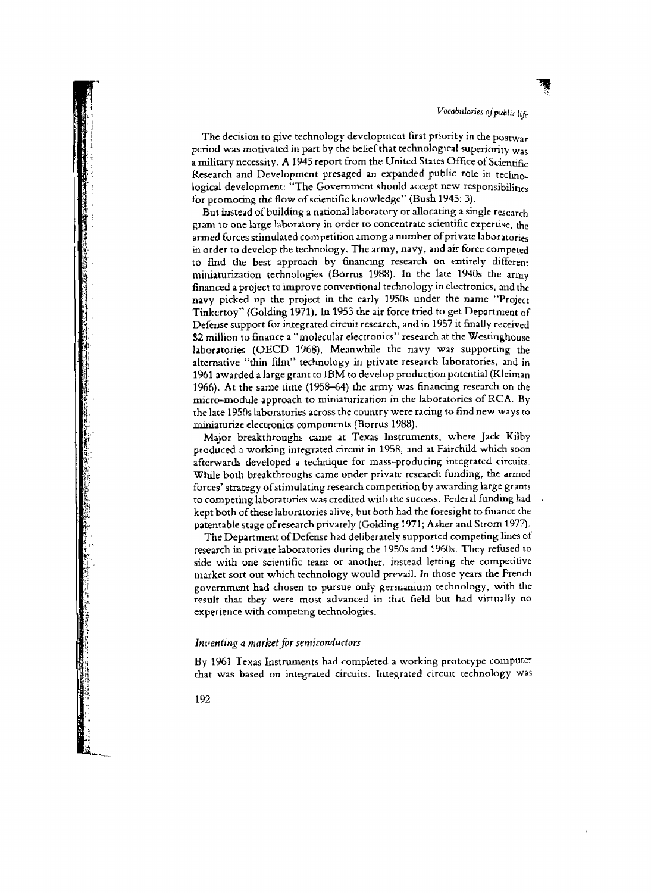The decision to give technology development first priority in the postwar period was motivated in part by the belief that technological superiority was a military necessity. A 1945 report from the United States Office of Scientific Research and Development presaged an expanded public role in technological development: "The Government should accept new responsibilities for promoting the flow of scientific knowledge" (Bush 1945: 3).

But instead of building a national laboratory or allocating a single research grant to one large laboratory in order to concentrate scientific expertise, the armed forces stimulated competition among a number of private laboratories in order to develop the technology. The army, navy, and air force competed to find the best approach by financing research on entirely different miniaturization technologies (Borrus 1988). In the late 1940s the army financed a project to improve conventional technology in electronics, and the navy picked up the project in the early 1950s under the name "Project Tinkertoy" (Golding 1971). In 1953 the air force tried to get Department of Defense support for integrated circuit research, and in 1957 it finally received $2 million to finance a "molecular electronics" research at the Westinghouse laboratories (OECD 1968). Meanwhile the navy was supporting the alternative "thin film" technology in private research laboratories, and in 1961 awarded a large grant to IBM to develop production potential (Kleiman 1966). At the same time (1958–64) the army was financing research on the micro-module approach to miniaturization in the laboratories of RCA. By the late 1950s laboratories across the country were racing to find new ways to miniaturize electronics components (Borrus 1988).

Major breakthroughs came at Texas Instruments, where Jack Kilby produced a working integrated circuit in 1958, and at Fairchild which soon afterwards developed a technique for mass-producing integrated circuits. While both breakthroughs came under private research funding, the armed forces' strategy of stimulating research competition by awarding large grants to competing laboratories was credited with the success. Federal funding had kept both of these laboratories alive, but both had the foresight to finance the patentable stage of research privately (Golding 1971; Asher and Strom 1977).

The Department of Defense had deliberately supported competing lines of research in private laboratories during the 1950s and 1960s. They refused to side with one scientific team or another, instead letting the competitive market sort out which technology would prevail. In those years the French government had chosen to pursue only germanium technology, with the result that they were most advanced in that field but had virtually no experience with competing technologies.

### *Inventing a market for semiconductors*

By 1961 Texas Instruments had completed a working prototype computer that was based on integrated circuits. Integrated circuit technology was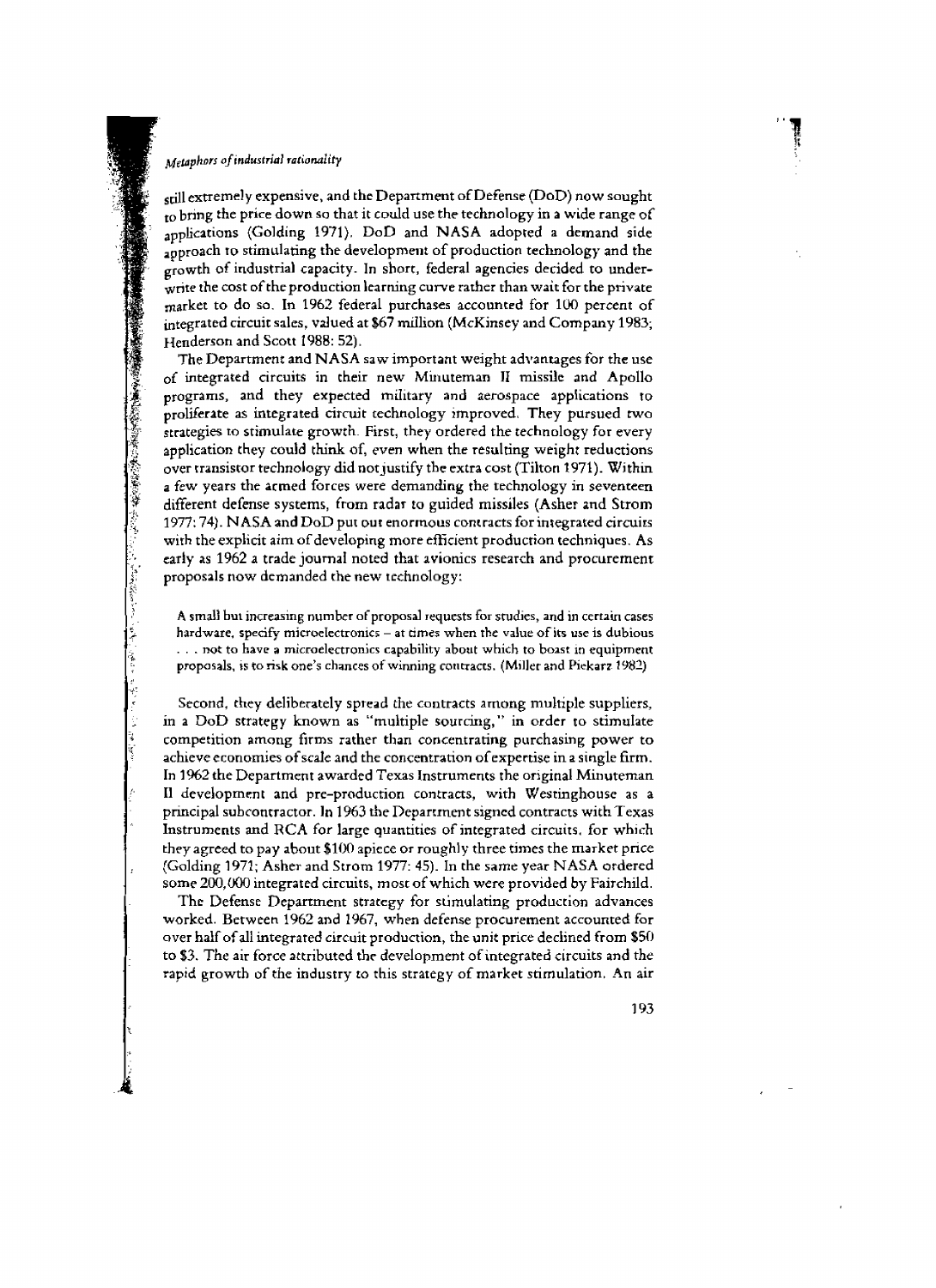still extremely expensive, and the Department of Defense (DoD) now sought to bring the price down so that it could use the technology in a wide range of applications (Golding 1971). DoD and NASA adopted a demand side approach to stimulating the development of production technology and the growth of industrial capacity. In short, federal agencies decided to underwrite the cost of the production learning curve rather than wait for the private market to do so. In 1962 federal purchases accounted for 100 percent of integrated circuit sales, valued at $67 million (McKinsey and Company 1983; Henderson and Scott 1988: 52).

The Department and NASA saw important weight advantages for the use of integrated circuits in their new Minuteman II missile and Apollo programs, and they expected military and aerospace applications to proliferate as integrated circuit technology improved. They pursued two strategies to stimulate growth. First, they ordered the technology for every application they could think of, even when the resulting weight reductions over transistor technology did not justify the extra cost (Tilton 1971). Within a few years the armed forces were demanding the technology in seventeen different defense systems, from radar to guided missiles (Asher and Strom 1977: 74). NASA and DoD put out enormous contracts for integrated circuits with the explicit aim of developing more efficient production techniques. As early as 1962 a trade journal noted that avionics research and procurement proposals now demanded the new technology:

> A small but increasing number of proposal requests for studies, and in certain cases hardware, specify microelectronics – at times when the value of its use is dubious . . . not to have a microelectronics capability about which to boast in equipment proposals, is to risk one's chances of winning contracts. (Miller and Piekarz 1982)

Second, they deliberately spread the contracts among multiple suppliers, in a DoD strategy known as "multiple sourcing," in order to stimulate competition among firms rather than concentrating purchasing power to achieve economies of scale and the concentration of expertise in a single firm. In 1962 the Department awarded Texas Instruments the original Minuteman II development and pre-production contracts, with Westinghouse as a principal subcontractor. In 1963 the Department signed contracts with Texas Instruments and RCA for large quantities of integrated circuits, for which they agreed to pay about $100 apiece or roughly three times the market price (Golding 1971; Asher and Strom 1977: 45). In the same year NASA ordered some 200,000 integrated circuits, most of which were provided by Fairchild.

The Defense Department strategy for stimulating production advances worked. Between 1962 and 1967, when defense procurement accounted for over half of all integrated circuit production, the unit price declined from $50 to $3. The air force attributed the development of integrated circuits and the rapid growth of the industry to this strategy of market stimulation. An air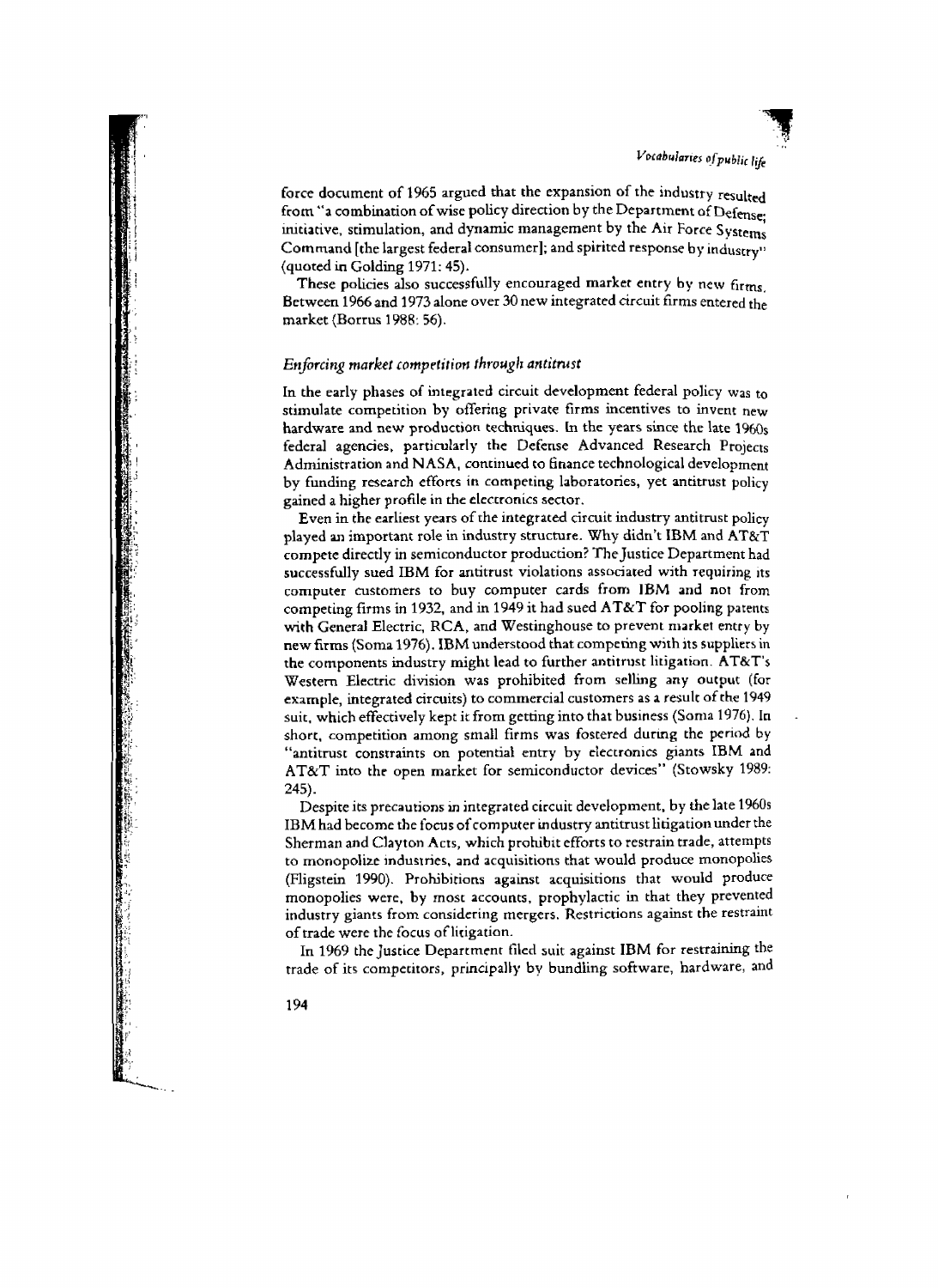force document of 1965 argued that the expansion of the industry resulted from "a combination of wise policy direction by the Department of Defense; initiative, stimulation, and dynamic management by the Air Force Systems Command [the largest federal consumer]; and spirited response by industry" (quoted in Golding 1971: 45).

These policies also successfully encouraged market entry by new firms. Between 1966 and 1973 alone over 30 new integrated circuit firms entered the market (Borrus 1988: 56).

### *Enforcing market competition through antitrust*

In the early phases of integrated circuit development federal policy was to stimulate competition by offering private firms incentives to invent new hardware and new production techniques. In the years since the late 1960s federal agencies, particularly the Defense Advanced Research Projects Administration and NASA, continued to finance technological development by funding research efforts in competing laboratories, yet antitrust policy gained a higher profile in the electronics sector.

Even in the earliest years of the integrated circuit industry antitrust policy played an important role in industry structure. Why didn't IBM and AT&T compete directly in semiconductor production? The Justice Department had successfully sued IBM for antitrust violations associated with requiring its computer customers to buy computer cards from IBM and not from competing firms in 1932, and in 1949 it had sued AT&T for pooling patents with General Electric, RCA, and Westinghouse to prevent market entry by new firms (Soma 1976). IBM understood that competing with its suppliers in the components industry might lead to further antitrust litigation. AT&T's Western Electric division was prohibited from selling any output (for example, integrated circuits) to commercial customers as a result of the 1949 suit, which effectively kept it from getting into that business (Soma 1976). In short, competition among small firms was fostered during the period by "antitrust constraints on potential entry by electronics giants IBM and AT&T into the open market for semiconductor devices" (Stowsky 1989: 245).

Despite its precautions in integrated circuit development, by the late 1960s IBM had become the focus of computer industry antitrust litigation under the Sherman and Clayton Acts, which prohibit efforts to restrain trade, attempts to monopolize industries, and acquisitions that would produce monopolies (Fligstein 1990). Prohibitions against acquisitions that would produce monopolies were, by most accounts, prophylactic in that they prevented industry giants from considering mergers. Restrictions against the restraint of trade were the focus of litigation.

In 1969 the Justice Department filed suit against IBM for restraining the trade of its competitors, principally by bundling software, hardware, and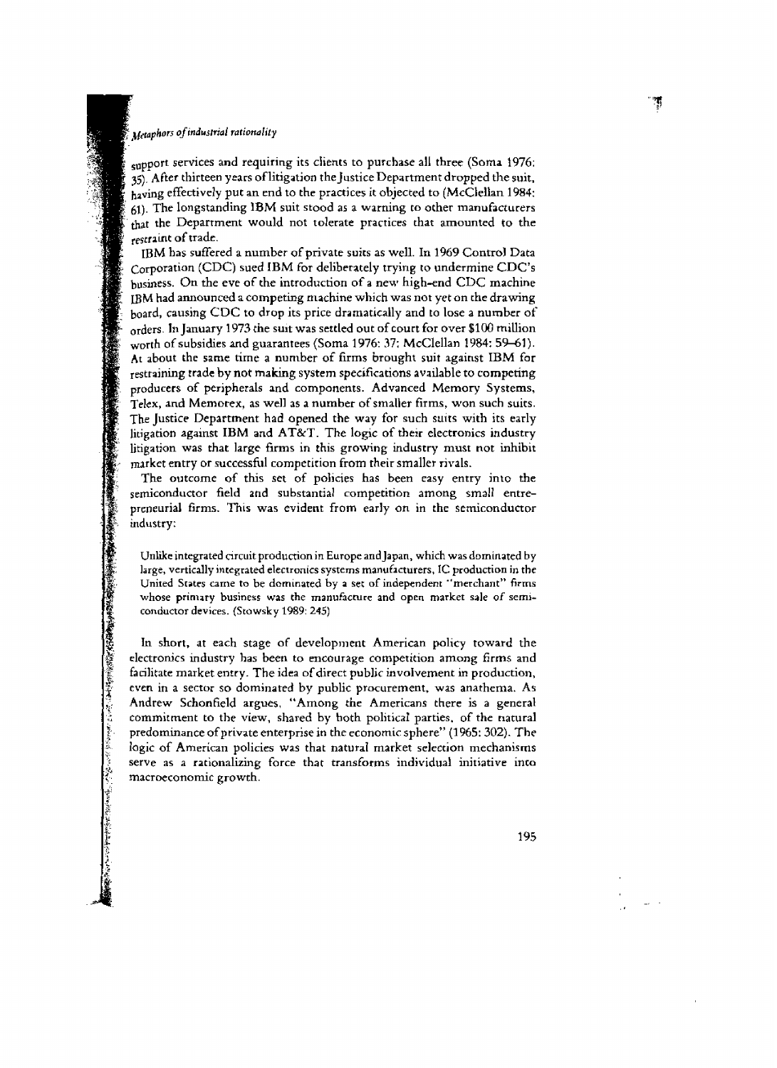support services and requiring its clients to purchase all three (Soma 1976: 35). After thirteen years of litigation the Justice Department dropped the suit, having effectively put an end to the practices it objected to (McClellan 1984: 61). The longstanding IBM suit stood as a warning to other manufacturers that the Department would not tolerate practices that amounted to the restraint of trade.

IBM has suffered a number of private suits as well. In 1969 Control Data Corporation (CDC) sued IBM for deliberately trying to undermine CDC's business. On the eve of the introduction of a new high-end CDC machine IBM had announced a competing machine which was not yet on the drawing board, causing CDC to drop its price dramatically and to lose a number of orders. In January 1973 the suit was settled out of court for over $100 million worth of subsidies and guarantees (Soma 1976: 37; McClellan 1984: 59–61). At about the same time a number of firms brought suit against IBM for restraining trade by not making system specifications available to competing producers of peripherals and components. Advanced Memory Systems, Telex, and Memorex, as well as a number of smaller firms, won such suits. The Justice Department had opened the way for such suits with its early litigation against IBM and AT&T. The logic of their electronics industry litigation was that large firms in this growing industry must not inhibit market entry or successful competition from their smaller rivals.

The outcome of this set of policies has been easy entry into the semiconductor field and substantial competition among small entrepreneurial firms. This was evident from early on in the semiconductor industry:

> Unlike integrated circuit production in Europe and Japan, which was dominated by large, vertically integrated electronics systems manufacturers, IC production in the United States came to be dominated by a set of independent "merchant" firms whose primary business was the manufacture and open market sale of semiconductor devices. (Stowsky 1989: 245)

In short, at each stage of development American policy toward the electronics industry has been to encourage competition among firms and facilitate market entry. The idea of direct public involvement in production, even in a sector so dominated by public procurement, was anathema. As Andrew Schonfield argues, "Among the Americans there is a general commitment to the view, shared by both political parties, of the natural predominance of private enterprise in the economic sphere" (1965: 302). The logic of American policies was that natural market selection mechanisms serve as a rationalizing force that transforms individual initiative into macroeconomic growth.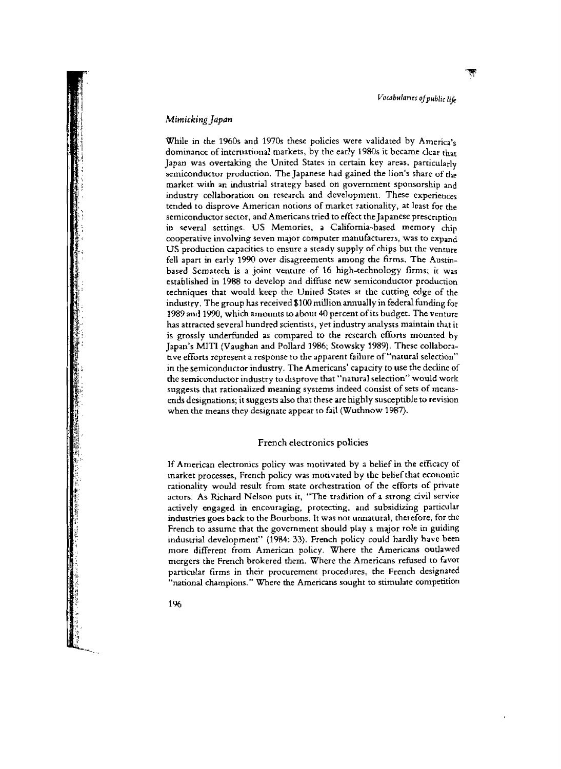### *Mimicking Japan*

While in the 1960s and 1970s these policies were validated by America's dominance of international markets, by the early 1980s it became clear that Japan was overtaking the United States in certain key areas, particularly semiconductor production. The Japanese had gained the lion's share of the market with an industrial strategy based on government sponsorship and industry collaboration on research and development. These experiences tended to disprove American notions of market rationality, at least for the semiconductor sector, and Americans tried to effect the Japanese prescription in several settings. US Memories, a California-based memory chip cooperative involving seven major computer manufacturers, was to expand US production capacities to ensure a steady supply of chips but the venture fell apart in early 1990 over disagreements among the firms. The Austin-based Sematech is a joint venture of 16 high-technology firms; it was established in 1988 to develop and diffuse new semiconductor production techniques that would keep the United States at the cutting edge of the industry. The group has received $100 million annually in federal funding for 1989 and 1990, which amounts to about 40 percent of its budget. The venture has attracted several hundred scientists, yet industry analysts maintain that it is grossly underfunded as compared to the research efforts mounted by Japan's MITI (Vaughan and Pollard 1986; Stowsky 1989). These collaborative efforts represent a response to the apparent failure of "natural selection" in the semiconductor industry. The Americans' capacity to use the decline of the semiconductor industry to disprove that "natural selection" would work suggests that rationalized meaning systems indeed consist of sets of means-ends designations; it suggests also that these are highly susceptible to revision when the means they designate appear to fail (Wuthnow 1987).

## French electronics policies

If American electronics policy was motivated by a belief in the efficacy of market processes, French policy was motivated by the belief that economic rationality would result from state orchestration of the efforts of private actors. As Richard Nelson puts it, "The tradition of a strong civil service actively engaged in encouraging, protecting, and subsidizing particular industries goes back to the Bourbons. It was not unnatural, therefore, for the French to assume that the government should play a major role in guiding industrial development" (1984: 33). French policy could hardly have been more different from American policy. Where the Americans outlawed mergers the French brokered them. Where the Americans refused to favor particular firms in their procurement procedures, the French designated "national champions." Where the Americans sought to stimulate competition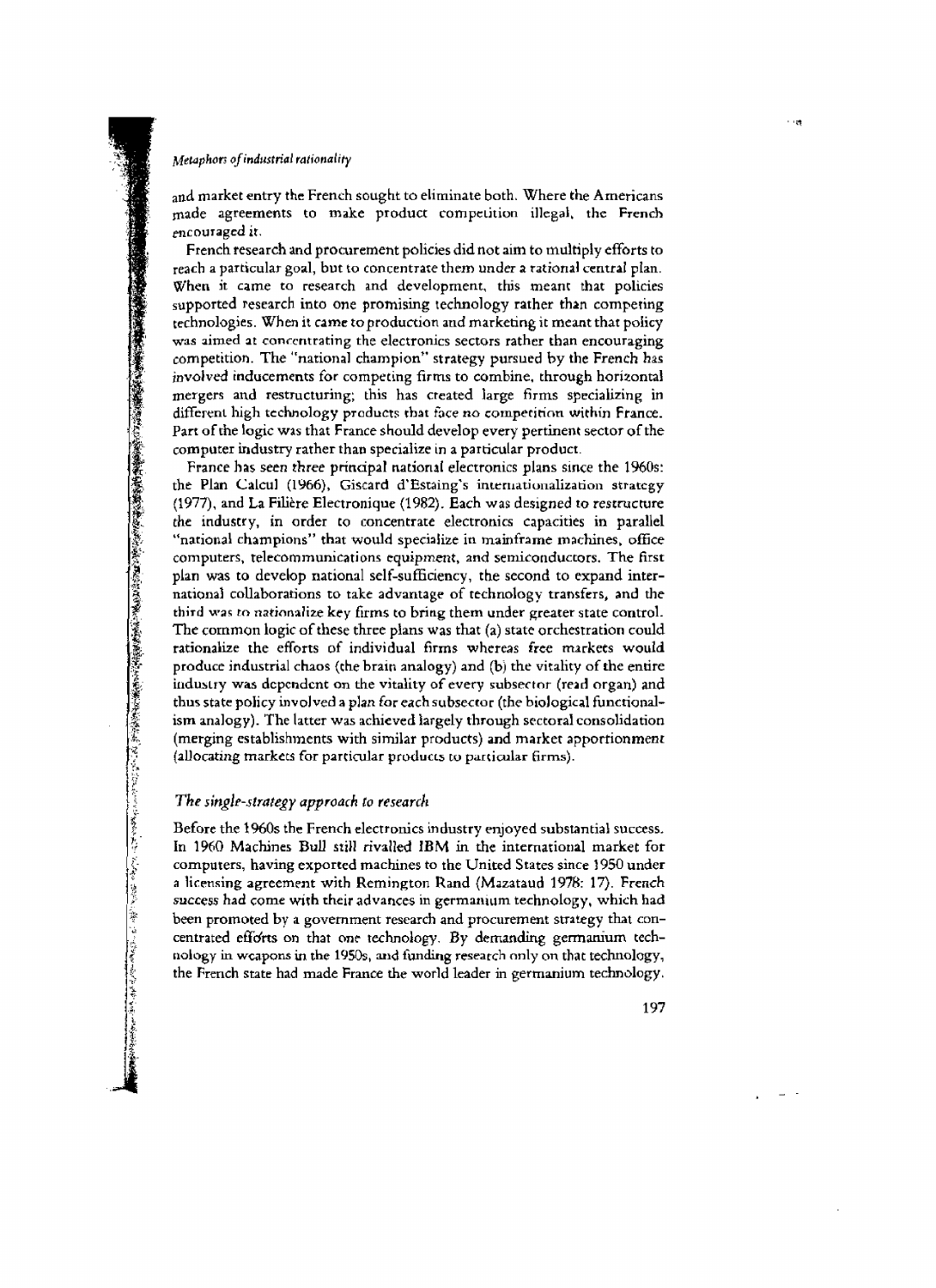and market entry the French sought to eliminate both. Where the Americans made agreements to make product competition illegal, the French encouraged it.

French research and procurement policies did not aim to multiply efforts to reach a particular goal, but to concentrate them under a rational central plan. When it came to research and development, this meant that policies supported research into one promising technology rather than competing technologies. When it came to production and marketing it meant that policy was aimed at concentrating the electronics sectors rather than encouraging competition. The "national champion" strategy pursued by the French has involved inducements for competing firms to combine, through horizontal mergers and restructuring; this has created large firms specializing in different high technology products that face no competition within France. Part of the logic was that France should develop every pertinent sector of the computer industry rather than specialize in a particular product.

France has seen three principal national electronics plans since the 1960s: the Plan Calcul (1966), Giscard d'Estaing's internationalization strategy (1977), and La Filière Electronique (1982). Each was designed to restructure the industry, in order to concentrate electronics capacities in parallel "national champions" that would specialize in mainframe machines, office computers, telecommunications equipment, and semiconductors. The first plan was to develop national self-sufficiency, the second to expand international collaborations to take advantage of technology transfers, and the third was to nationalize key firms to bring them under greater state control. The common logic of these three plans was that (a) state orchestration could rationalize the efforts of individual firms whereas free markets would produce industrial chaos (the brain analogy) and (b) the vitality of the entire industry was dependent on the vitality of every subsector (read organ) and thus state policy involved a plan for each subsector (the biological functionalism analogy). The latter was achieved largely through sectoral consolidation (merging establishments with similar products) and market apportionment (allocating markets for particular products to particular firms).

### *The single-strategy approach to research*

Before the 1960s the French electronics industry enjoyed substantial success. In 1960 Machines Bull still rivalled IBM in the international market for computers, having exported machines to the United States since 1950 under a licensing agreement with Remington Rand (Mazataud 1978: 17). French success had come with their advances in germanium technology, which had been promoted by a government research and procurement strategy that concentrated efforts on that one technology. By demanding germanium technology in weapons in the 1950s, and funding research only on that technology, the French state had made France the world leader in germanium technology.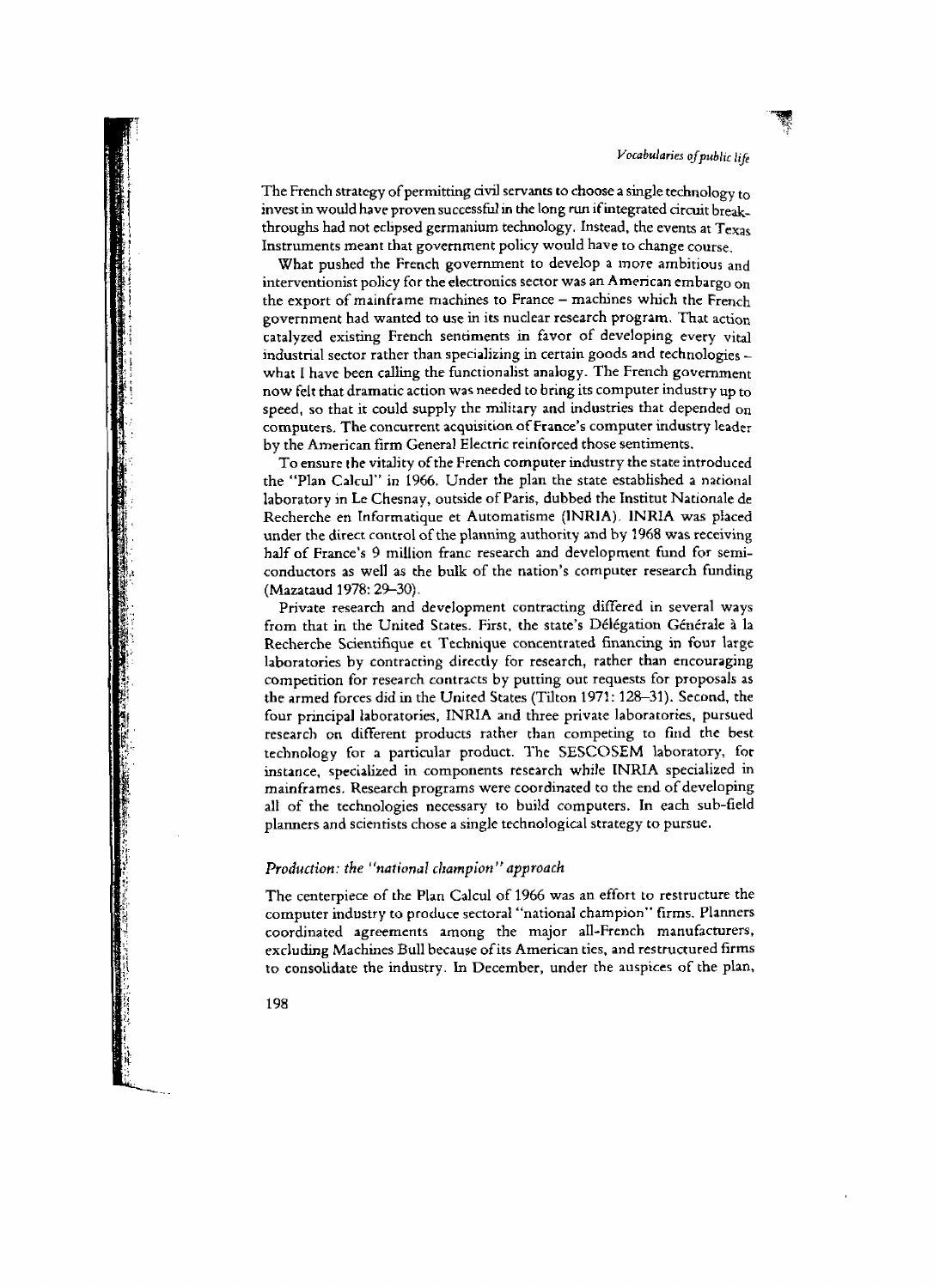The French strategy of permitting civil servants to choose a single technology to invest in would have proven successful in the long run if integrated circuit breakthroughs had not eclipsed germanium technology. Instead, the events at Texas Instruments meant that government policy would have to change course.

What pushed the French government to develop a more ambitious and interventionist policy for the electronics sector was an American embargo on the export of mainframe machines to France – machines which the French government had wanted to use in its nuclear research program. That action catalyzed existing French sentiments in favor of developing every vital industrial sector rather than specializing in certain goods and technologies – what I have been calling the functionalist analogy. The French government now felt that dramatic action was needed to bring its computer industry up to speed, so that it could supply the military and industries that depended on computers. The concurrent acquisition of France's computer industry leader by the American firm General Electric reinforced those sentiments.

To ensure the vitality of the French computer industry the state introduced the "Plan Calcul" in 1966. Under the plan the state established a national laboratory in Le Chesnay, outside of Paris, dubbed the Institut Nationale de Recherche en Informatique et Automatisme (INRIA). INRIA was placed under the direct control of the planning authority and by 1968 was receiving half of France's 9 million franc research and development fund for semiconductors as well as the bulk of the nation's computer research funding (Mazataud 1978: 29–30).

Private research and development contracting differed in several ways from that in the United States. First, the state's Délégation Générale à la Recherche Scientifique et Technique concentrated financing in four large laboratories by contracting directly for research, rather than encouraging competition for research contracts by putting out requests for proposals as the armed forces did in the United States (Tilton 1971: 128–31). Second, the four principal laboratories, INRIA and three private laboratories, pursued research on different products rather than competing to find the best technology for a particular product. The SESCOSEM laboratory, for instance, specialized in components research while INRIA specialized in mainframes. Research programs were coordinated to the end of developing all of the technologies necessary to build computers. In each sub-field planners and scientists chose a single technological strategy to pursue.

### *Production: the "national champion" approach*

The centerpiece of the Plan Calcul of 1966 was an effort to restructure the computer industry to produce sectoral "national champion" firms. Planners coordinated agreements among the major all-French manufacturers, excluding Machines Bull because of its American ties, and restructured firms to consolidate the industry. In December, under the auspices of the plan,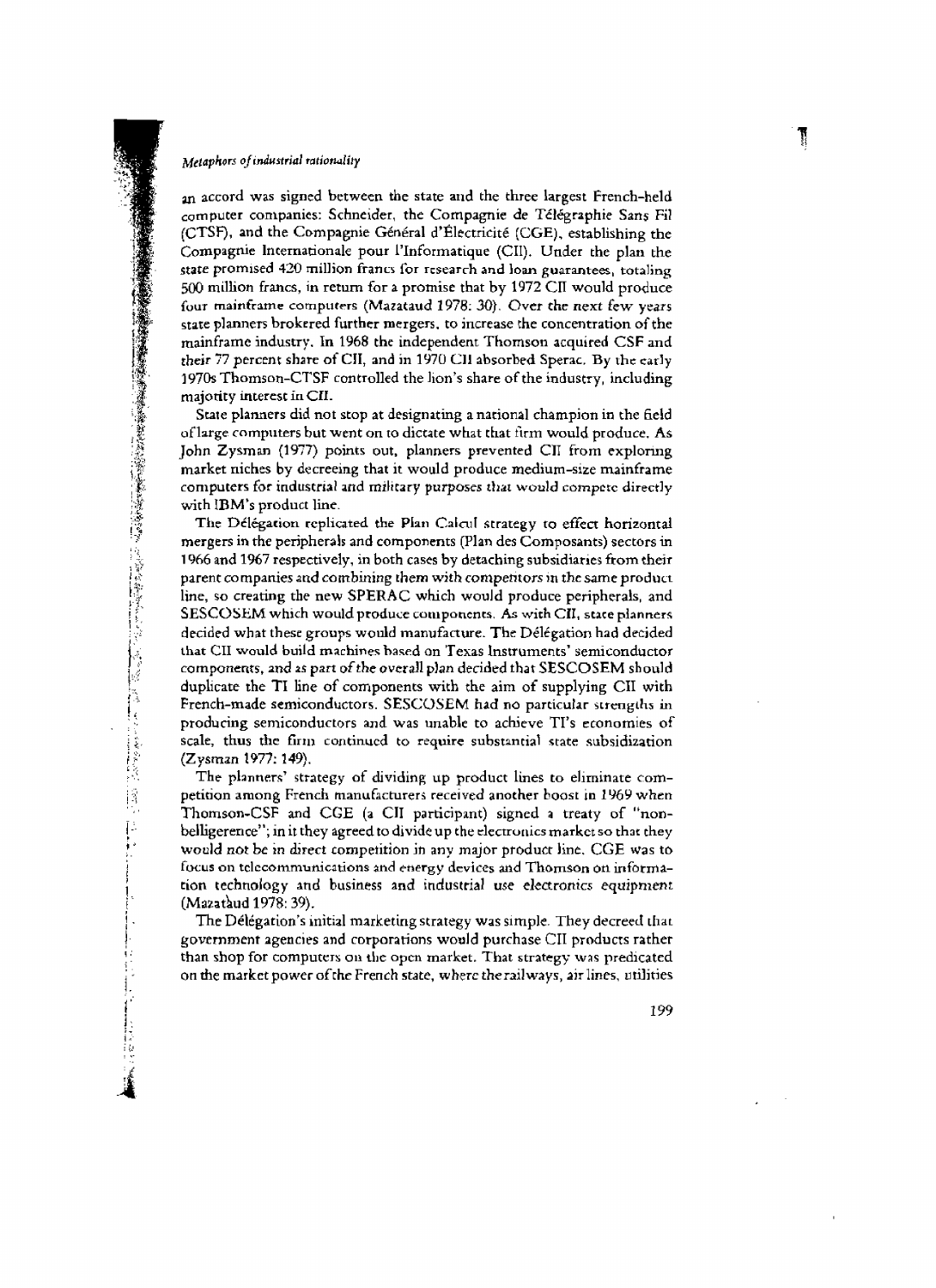an accord was signed between the state and the three largest French-held computer companies: Schneider, the Compagnie de Télégraphie Sans Fil (CTSF), and the Compagnie Général d'Électricité (CGE), establishing the Compagnie Internationale pour l'Informatique (CII). Under the plan the state promised 420 million francs for research and loan guarantees, totaling 500 million francs, in return for a promise that by 1972 CII would produce four mainframe computers (Mazataud 1978: 30). Over the next few years state planners brokered further mergers, to increase the concentration of the mainframe industry. In 1968 the independent Thomson acquired CSF and their 77 percent share of CII, and in 1970 CII absorbed Sperac. By the early 1970s Thomson-CTSF controlled the lion's share of the industry, including majority interest in CII.

State planners did not stop at designating a national champion in the field of large computers but went on to dictate what that firm would produce. As John Zysman (1977) points out, planners prevented CII from exploring market niches by decreeing that it would produce medium-size mainframe computers for industrial and military purposes that would compete directly with IBM's product line.

The Délégation replicated the Plan Calcul strategy to effect horizontal mergers in the peripherals and components (Plan des Composants) sectors in 1966 and 1967 respectively, in both cases by detaching subsidiaries from their parent companies and combining them with competitors in the same product line, so creating the new SPERAC which would produce peripherals, and SESCOSEM which would produce components. As with CII, state planners decided what these groups would manufacture. The Délégation had decided that CII would build machines based on Texas Instruments' semiconductor components, and as part of the overall plan decided that SESCOSEM should duplicate the TI line of components with the aim of supplying CII with French-made semiconductors. SESCOSEM had no particular strengths in producing semiconductors and was unable to achieve TI's economies of scale, thus the firm continued to require substantial state subsidization (Zysman 1977: 149).

The planners' strategy of dividing up product lines to eliminate competition among French manufacturers received another boost in 1969 when Thomson-CSF and CGE (a CII participant) signed a treaty of "non-belligerence"; in it they agreed to divide up the electronics market so that they would not be in direct competition in any major product line. CGE was to focus on telecommunications and energy devices and Thomson on information technology and business and industrial use electronics equipment (Mazataud 1978: 39).

The Délégation's initial marketing strategy was simple. They decreed that government agencies and corporations would purchase CII products rather than shop for computers on the open market. That strategy was predicated on the market power of the French state, where the railways, air lines, utilities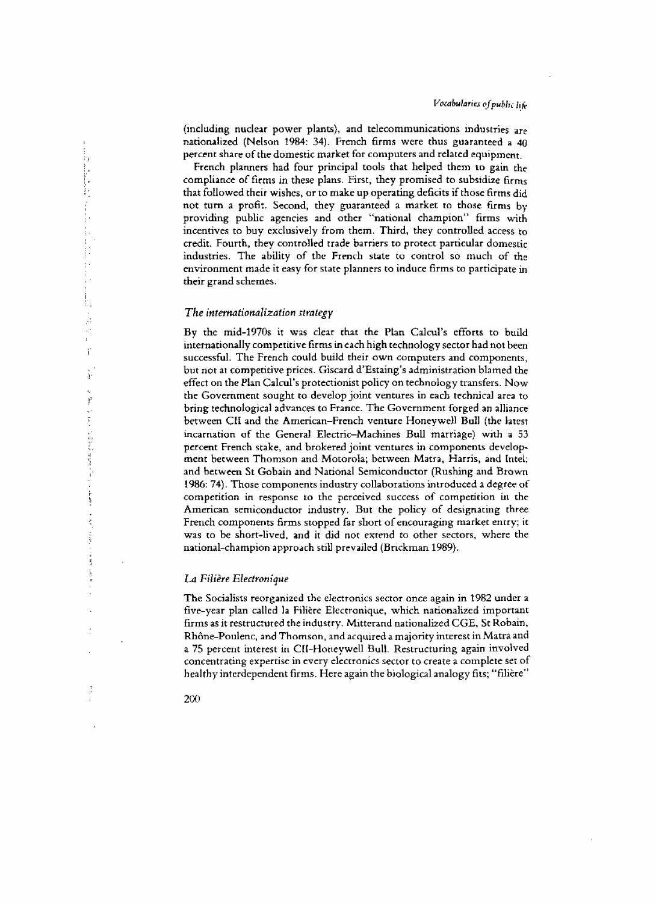(including nuclear power plants), and telecommunications industries are nationalized (Nelson 1984: 34). French firms were thus guaranteed a 40 percent share of the domestic market for computers and related equipment.

French planners had four principal tools that helped them to gain the compliance of firms in these plans. First, they promised to subsidize firms that followed their wishes, or to make up operating deficits if those firms did not turn a profit. Second, they guaranteed a market to those firms by providing public agencies and other "national champion" firms with incentives to buy exclusively from them. Third, they controlled access to credit. Fourth, they controlled trade barriers to protect particular domestic industries. The ability of the French state to control so much of the environment made it easy for state planners to induce firms to participate in their grand schemes.

### *The internationalization strategy*

By the mid-1970s it was clear that the Plan Calcul's efforts to build internationally competitive firms in each high technology sector had not been successful. The French could build their own computers and components, but not at competitive prices. Giscard d'Estaing's administration blamed the effect on the Plan Calcul's protectionist policy on technology transfers. Now the Government sought to develop joint ventures in each technical area to bring technological advances to France. The Government forged an alliance between CII and the American–French venture Honeywell Bull (the latest incarnation of the General Electric–Machines Bull marriage) with a 53 percent French stake, and brokered joint ventures in components development between Thomson and Motorola; between Matra, Harris, and Intel; and between St Gobain and National Semiconductor (Rushing and Brown 1986: 74). Those components industry collaborations introduced a degree of competition in response to the perceived success of competition in the American semiconductor industry. But the policy of designating three French components firms stopped far short of encouraging market entry; it was to be short-lived, and it did not extend to other sectors, where the national-champion approach still prevailed (Brickman 1989).

### *La Filière Electronique*

The Socialists reorganized the electronics sector once again in 1982 under a five-year plan called la Filière Electronique, which nationalized important firms as it restructured the industry. Mitterand nationalized CGE, St Robain, Rhône-Poulenc, and Thomson, and acquired a majority interest in Matra and a 75 percent interest in CII-Honeywell Bull. Restructuring again involved concentrating expertise in every electronics sector to create a complete set of healthy interdependent firms. Here again the biological analogy fits; "filière"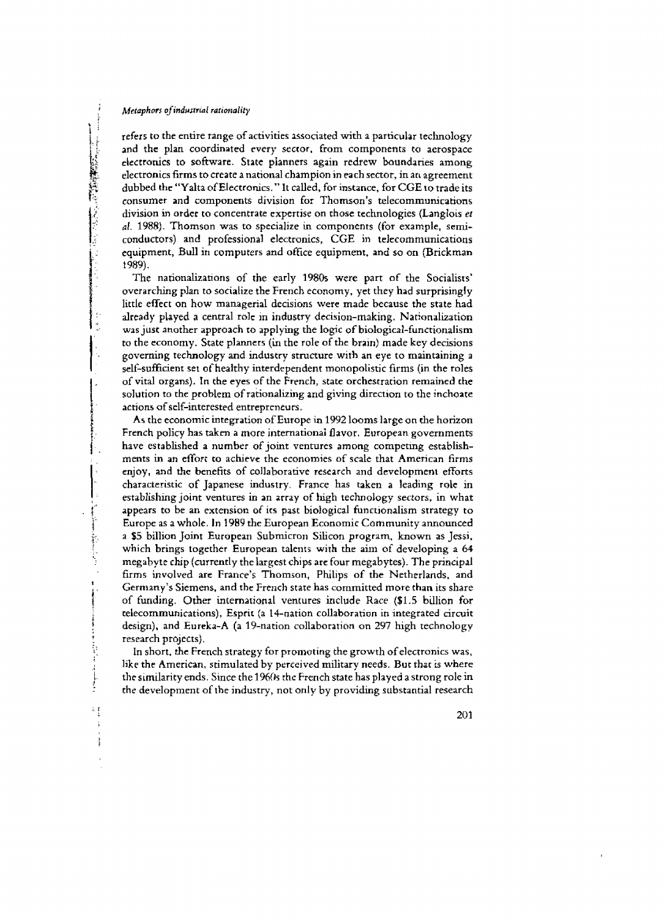refers to the entire range of activities associated with a particular technology and the plan coordinated every sector, from components to aerospace electronics to software. State planners again redrew boundaries among electronics firms to create a national champion in each sector, in an agreement dubbed the "Yalta of Electronics." It called, for instance, for CGE to trade its consumer and components division for Thomson's telecommunications division in order to concentrate expertise on those technologies (Langlois *et al.* 1988). Thomson was to specialize in components (for example, semiconductors) and professional electronics, CGE in telecommunications equipment, Bull in computers and office equipment, and so on (Brickman 1989).

The nationalizations of the early 1980s were part of the Socialists' overarching plan to socialize the French economy, yet they had surprisingly little effect on how managerial decisions were made because the state had already played a central role in industry decision-making. Nationalization was just another approach to applying the logic of biological-functionalism to the economy. State planners (in the role of the brain) made key decisions governing technology and industry structure with an eye to maintaining a self-sufficient set of healthy interdependent monopolistic firms (in the roles of vital organs). In the eyes of the French, state orchestration remained the solution to the problem of rationalizing and giving direction to the inchoate actions of self-interested entrepreneurs.

As the economic integration of Europe in 1992 looms large on the horizon French policy has taken a more international flavor. European governments have established a number of joint ventures among competing establishments in an effort to achieve the economies of scale that American firms enjoy, and the benefits of collaborative research and development efforts characteristic of Japanese industry. France has taken a leading role in establishing joint ventures in an array of high technology sectors, in what appears to be an extension of its past biological functionalism strategy to Europe as a whole. In 1989 the European Economic Community announced a $5 billion Joint European Submicron Silicon program, known as Jessi, which brings together European talents with the aim of developing a 64 megabyte chip (currently the largest chips are four megabytes). The principal firms involved are France's Thomson, Philips of the Netherlands, and Germany's Siemens, and the French state has committed more than its share of funding. Other international ventures include Race ($1.5 billion for telecommunications), Esprit (a 14-nation collaboration in integrated circuit design), and Eureka-A (a 19-nation collaboration on 297 high technology research projects).

In short, the French strategy for promoting the growth of electronics was, like the American, stimulated by perceived military needs. But that is where the similarity ends. Since the 1960s the French state has played a strong role in the development of the industry, not only by providing substantial research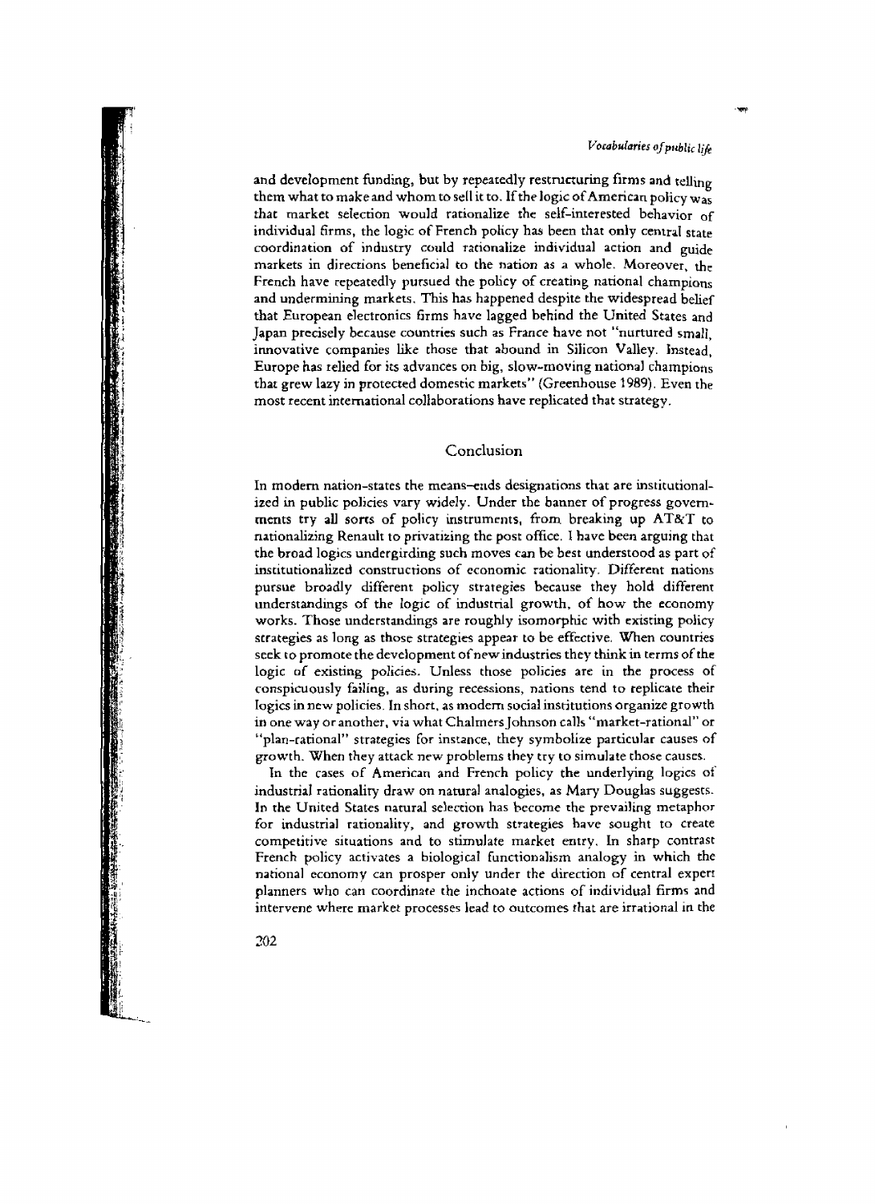and development funding, but by repeatedly restructuring firms and telling them what to make and whom to sell it to. If the logic of American policy was that market selection would rationalize the self-interested behavior of individual firms, the logic of French policy has been that only central state coordination of industry could rationalize individual action and guide markets in directions beneficial to the nation as a whole. Moreover, the French have repeatedly pursued the policy of creating national champions and undermining markets. This has happened despite the widespread belief that European electronics firms have lagged behind the United States and Japan precisely because countries such as France have not "nurtured small, innovative companies like those that abound in Silicon Valley. Instead, Europe has relied for its advances on big, slow-moving national champions that grew lazy in protected domestic markets" (Greenhouse 1989). Even the most recent international collaborations have replicated that strategy.

## Conclusion

In modern nation-states the means–ends designations that are institutionalized in public policies vary widely. Under the banner of progress governments try all sorts of policy instruments, from breaking up AT&T to nationalizing Renault to privatizing the post office. I have been arguing that the broad logics undergirding such moves can be best understood as part of institutionalized constructions of economic rationality. Different nations pursue broadly different policy strategies because they hold different understandings of the logic of industrial growth, of how the economy works. Those understandings are roughly isomorphic with existing policy strategies as long as those strategies appear to be effective. When countries seek to promote the development of new industries they think in terms of the logic of existing policies. Unless those policies are in the process of conspicuously failing, as during recessions, nations tend to replicate their logics in new policies. In short, as modern social institutions organize growth in one way or another, via what Chalmers Johnson calls "market-rational" or "plan-rational" strategies for instance, they symbolize particular causes of growth. When they attack new problems they try to simulate those causes.

In the cases of American and French policy the underlying logics of industrial rationality draw on natural analogies, as Mary Douglas suggests. In the United States natural selection has become the prevailing metaphor for industrial rationality, and growth strategies have sought to create competitive situations and to stimulate market entry. In sharp contrast French policy activates a biological functionalism analogy in which the national economy can prosper only under the direction of central expert planners who can coordinate the inchoate actions of individual firms and intervene where market processes lead to outcomes that are irrational in the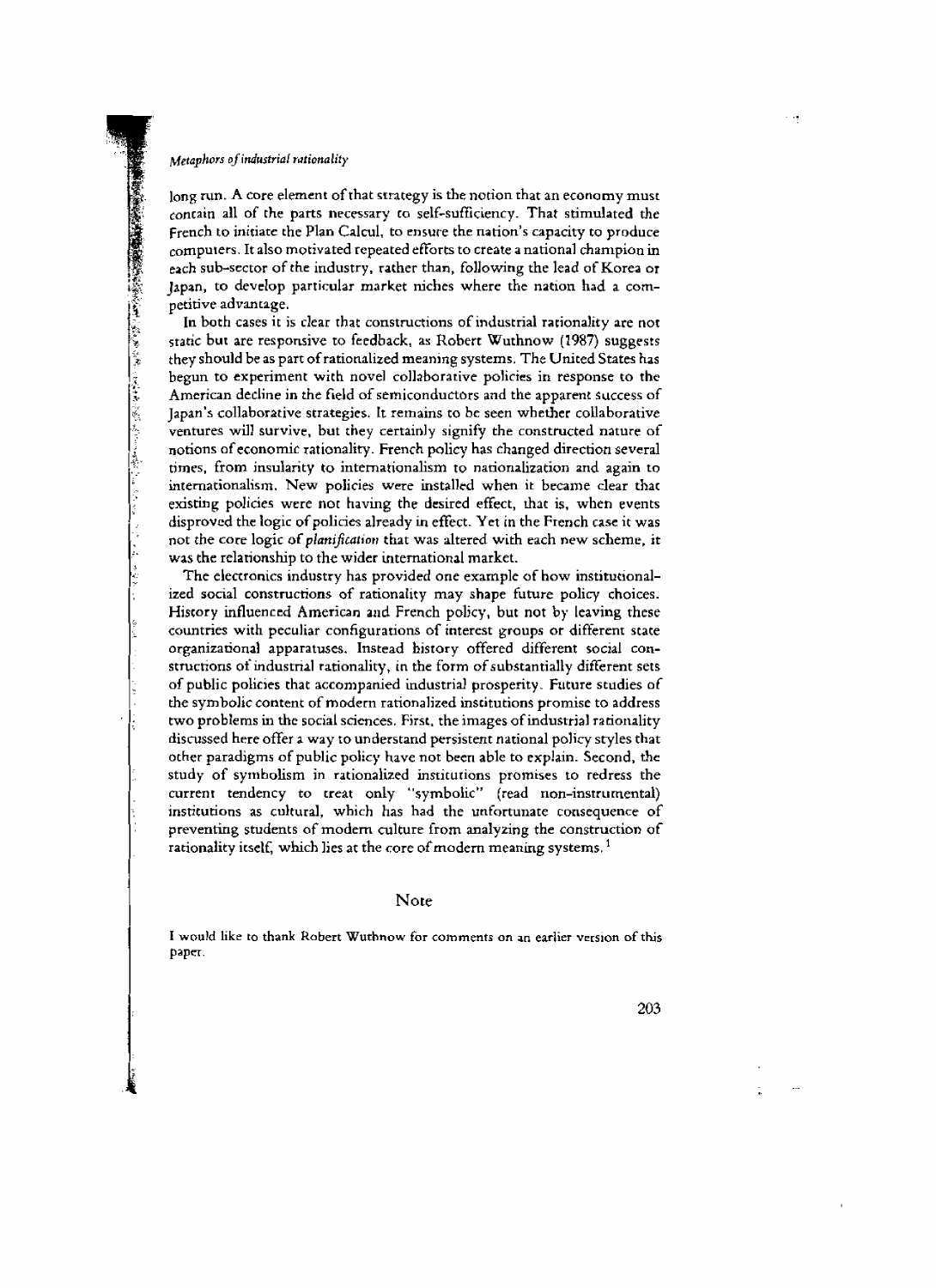long run. A core element of that strategy is the notion that an economy must contain all of the parts necessary to self-sufficiency. That stimulated the French to initiate the Plan Calcul, to ensure the nation's capacity to produce computers. It also motivated repeated efforts to create a national champion in each sub-sector of the industry, rather than, following the lead of Korea or Japan, to develop particular market niches where the nation had a competitive advantage.

In both cases it is clear that constructions of industrial rationality are not static but are responsive to feedback, as Robert Wuthnow (1987) suggests they should be as part of rationalized meaning systems. The United States has begun to experiment with novel collaborative policies in response to the American decline in the field of semiconductors and the apparent success of Japan's collaborative strategies. It remains to be seen whether collaborative ventures will survive, but they certainly signify the constructed nature of notions of economic rationality. French policy has changed direction several times, from insularity to internationalism to nationalization and again to internationalism. New policies were installed when it became clear that existing policies were not having the desired effect, that is, when events disproved the logic of policies already in effect. Yet in the French case it was not the core logic of *planification* that was altered with each new scheme, it was the relationship to the wider international market.

The electronics industry has provided one example of how institutionalized social constructions of rationality may shape future policy choices. History influenced American and French policy, but not by leaving these countries with peculiar configurations of interest groups or different state organizational apparatuses. Instead history offered different social constructions of industrial rationality, in the form of substantially different sets of public policies that accompanied industrial prosperity. Future studies of the symbolic content of modern rationalized institutions promise to address two problems in the social sciences. First, the images of industrial rationality discussed here offer a way to understand persistent national policy styles that other paradigms of public policy have not been able to explain. Second, the study of symbolism in rationalized institutions promises to redress the current tendency to treat only "symbolic" (read non-instrumental) institutions as cultural, which has had the unfortunate consequence of preventing students of modern culture from analyzing the construction of rationality itself, which lies at the core of modern meaning systems.[1]

## Note

I would like to thank Robert Wuthnow for comments on an earlier version of this paper.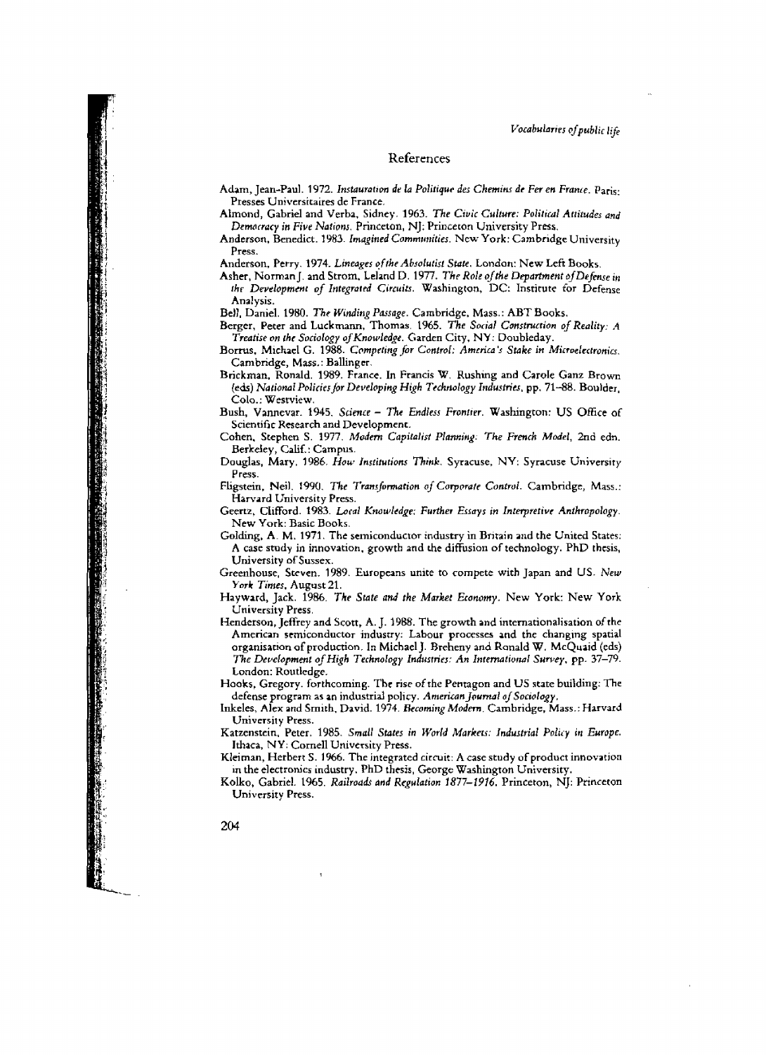# References

Adam, Jean-Paul. 1972. *Instauration de la Politique des Chemins de Fer en France*. Paris: Presses Universitaires de France.

Almond, Gabriel and Verba, Sidney. 1963. *The Civic Culture: Political Attitudes and Democracy in Five Nations*. Princeton, NJ: Princeton University Press.

Anderson, Benedict. 1983. *Imagined Communities*. New York: Cambridge University Press.

Anderson, Perry. 1974. *Lineages of the Absolutist State*. London: New Left Books.

Asher, Norman J. and Strom, Leland D. 1977. *The Role of the Department of Defense in the Development of Integrated Circuits*. Washington, DC: Institute for Defense Analysis.

Bell, Daniel. 1980. *The Winding Passage*. Cambridge, Mass.: ABT Books.

Berger, Peter and Luckmann, Thomas. 1965. *The Social Construction of Reality: A Treatise on the Sociology of Knowledge*. Garden City, NY: Doubleday.

Borrus, Michael G. 1988. *Competing for Control: America's Stake in Microelectronics*. Cambridge, Mass.: Ballinger.

Brickman, Ronald. 1989. France. In Francis W. Rushing and Carole Ganz Brown (eds) *National Policies for Developing High Technology Industries*, pp. 71–88. Boulder, Colo.: Westview.

Bush, Vannevar. 1945. *Science – The Endless Frontier*. Washington: US Office of Scientific Research and Development.

Cohen, Stephen S. 1977. *Modern Capitalist Planning: The French Model*, 2nd edn. Berkeley, Calif.: Campus.

Douglas, Mary. 1986. *How Institutions Think*. Syracuse, NY: Syracuse University Press.

Fligstein, Neil. 1990. *The Transformation of Corporate Control*. Cambridge, Mass.: Harvard University Press.

Geertz, Clifford. 1983. *Local Knowledge: Further Essays in Interpretive Anthropology*. New York: Basic Books.

Golding, A. M. 1971. The semiconductor industry in Britain and the United States: A case study in innovation, growth and the diffusion of technology. PhD thesis, University of Sussex.

Greenhouse, Steven. 1989. Europeans unite to compete with Japan and US. *New York Times*, August 21.

Hayward, Jack. 1986. *The State and the Market Economy*. New York: New York University Press.

Henderson, Jeffrey and Scott, A. J. 1988. The growth and internationalisation of the American semiconductor industry: Labour processes and the changing spatial organisation of production. In Michael J. Breheny and Ronald W. McQuaid (eds) *The Development of High Technology Industries: An International Survey*, pp. 37–79. London: Routledge.

Hooks, Gregory. forthcoming. The rise of the Pentagon and US state building: The defense program as an industrial policy. *American Journal of Sociology*.

Inkeles, Alex and Smith, David. 1974. *Becoming Modern*. Cambridge, Mass.: Harvard University Press.

Katzenstein, Peter. 1985. *Small States in World Markets: Industrial Policy in Europe*. Ithaca, NY: Cornell University Press.

Kleiman, Herbert S. 1966. The integrated circuit: A case study of product innovation in the electronics industry. PhD thesis, George Washington University.

Kolko, Gabriel. 1965. *Railroads and Regulation 1877–1916*. Princeton, NJ: Princeton University Press.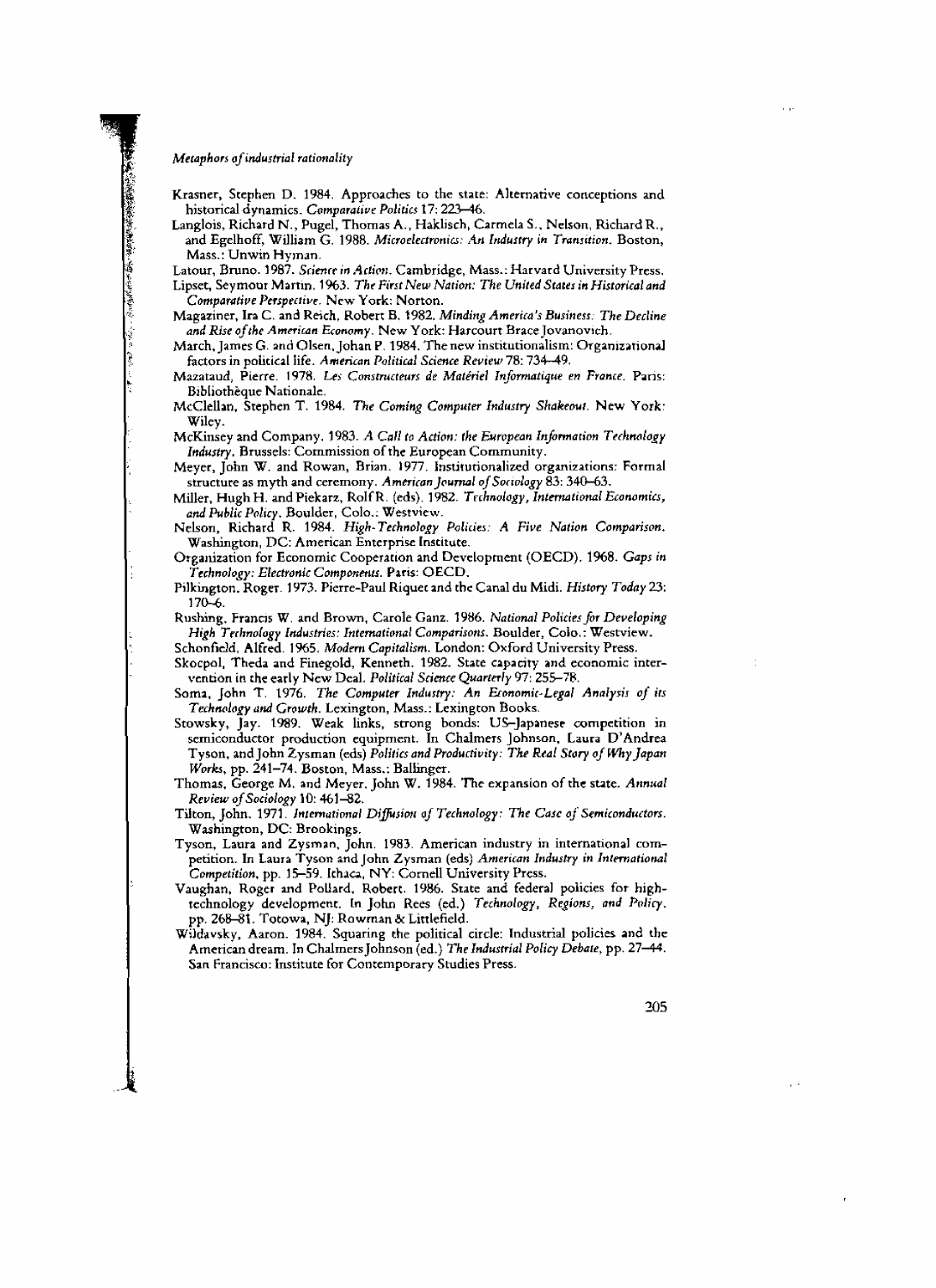Krasner, Stephen D. 1984. Approaches to the state: Alternative conceptions and historical dynamics. *Comparative Politics* 17: 223–46.

Langlois, Richard N., Pugel, Thomas A., Haklisch, Carmela S., Nelson, Richard R., and Egelhoff, William G. 1988. *Microelectronics: An Industry in Transition*. Boston, Mass.: Unwin Hyman.

Latour, Bruno. 1987. *Science in Action*. Cambridge, Mass.: Harvard University Press.

Lipset, Seymour Martin. 1963. *The First New Nation: The United States in Historical and Comparative Perspective*. New York: Norton.

Magaziner, Ira C. and Reich, Robert B. 1982. *Minding America's Business: The Decline and Rise of the American Economy*. New York: Harcourt Brace Jovanovich.

March, James G. and Olsen, Johan P. 1984. The new institutionalism: Organizational factors in political life. *American Political Science Review* 78: 734–49.

Mazataud, Pierre. 1978. *Les Constructeurs de Matériel Informatique en France*. Paris: Bibliothèque Nationale.

McClellan, Stephen T. 1984. *The Coming Computer Industry Shakeout*. New York: Wiley.

McKinsey and Company. 1983. *A Call to Action: the European Information Technology Industry*. Brussels: Commission of the European Community.

Meyer, John W. and Rowan, Brian. 1977. Institutionalized organizations: Formal structure as myth and ceremony. *American Journal of Sociology* 83: 340–63.

Miller, Hugh H. and Piekarz, Rolf R. (eds). 1982. *Technology, International Economics, and Public Policy*. Boulder, Colo.: Westview.

Nelson, Richard R. 1984. *High-Technology Policies: A Five Nation Comparison*. Washington, DC: American Enterprise Institute.

Organization for Economic Cooperation and Development (OECD). 1968. *Gaps in Technology: Electronic Components*. Paris: OECD.

Pilkington, Roger. 1973. Pierre-Paul Riquet and the Canal du Midi. *History Today* 23: 170–6.

Rushing, Francis W. and Brown, Carole Ganz. 1986. *National Policies for Developing High Technology Industries: International Comparisons*. Boulder, Colo.: Westview.

Schonfield, Alfred. 1965. *Modern Capitalism*. London: Oxford University Press.

Skocpol, Theda and Finegold, Kenneth. 1982. State capacity and economic intervention in the early New Deal. *Political Science Quarterly* 97: 255–78.

Soma, John T. 1976. *The Computer Industry: An Economic-Legal Analysis of its Technology and Growth*. Lexington, Mass.: Lexington Books.

Stowsky, Jay. 1989. Weak links, strong bonds: US–Japanese competition in semiconductor production equipment. In Chalmers Johnson, Laura D'Andrea Tyson, and John Zysman (eds) *Politics and Productivity: The Real Story of Why Japan Works*, pp. 241–74. Boston, Mass.: Ballinger.

Thomas, George M. and Meyer, John W. 1984. The expansion of the state. *Annual Review of Sociology* 10: 461–82.

Tilton, John. 1971. *International Diffusion of Technology: The Case of Semiconductors*. Washington, DC: Brookings.

Tyson, Laura and Zysman, John. 1983. American industry in international competition. In Laura Tyson and John Zysman (eds) *American Industry in International Competition*, pp. 15–59. Ithaca, NY: Cornell University Press.

Vaughan, Roger and Pollard, Robert. 1986. State and federal policies for high-technology development. In John Rees (ed.) *Technology, Regions, and Policy*, pp. 268–81. Totowa, NJ: Rowman & Littlefield.

Wildavsky, Aaron. 1984. Squaring the political circle: Industrial policies and the American dream. In Chalmers Johnson (ed.) *The Industrial Policy Debate*, pp. 27–44. San Francisco: Institute for Contemporary Studies Press.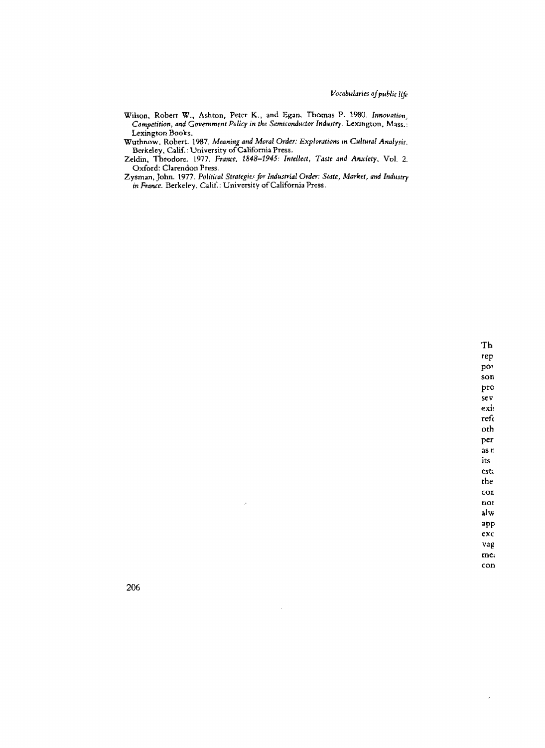Wilson, Robert W., Ashton, Peter K., and Egan, Thomas P. 1980. *Innovation, Competition, and Government Policy in the Semiconductor Industry*. Lexington, Mass.: Lexington Books.

Wuthnow, Robert. 1987. *Meaning and Moral Order: Explorations in Cultural Analysis*. Berkeley, Calif.: University of California Press.

Zeldin, Theodore. 1977. *France, 1848–1945: Intellect, Taste and Anxiety*. Vol. 2. Oxford: Clarendon Press.

Zysman, John. 1977. *Political Strategies for Industrial Order: State, Market, and Industry in France*. Berkeley, Calif.: University of California Press.